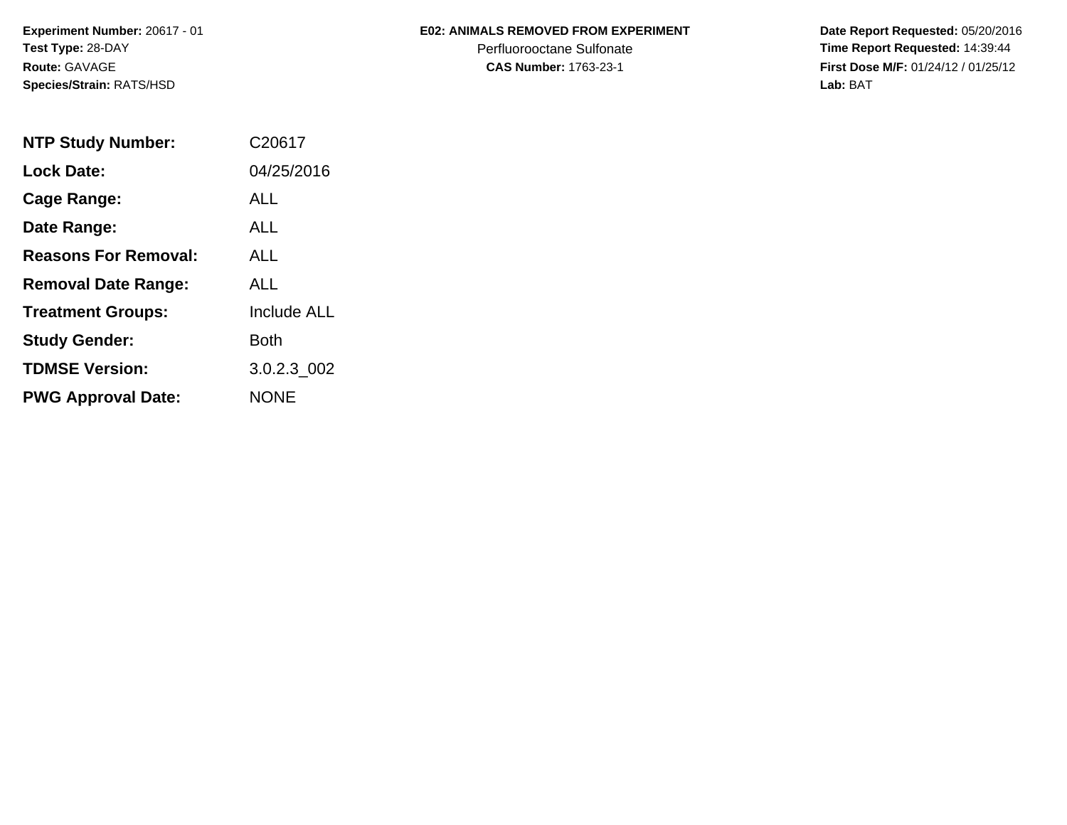**Experiment Number:** 20617 - 01
**Test Type:** 28-DAY
**Route:** GAVAGE
**Species/Strain:** RATS/HSD

**E02: ANIMALS REMOVED FROM EXPERIMENT**
Perfluorooctane Sulfonate
**CAS Number:** 1763-23-1

**Date Report Requested:** 05/20/2016
**Time Report Requested:** 14:39:44
**First Dose M/F:** 01/24/12 / 01/25/12
**Lab:** BAT

| | |
|---|---|
| **NTP Study Number:** | C20617 |
| **Lock Date:** | 04/25/2016 |
| **Cage Range:** | ALL |
| **Date Range:** | ALL |
| **Reasons For Removal:** | ALL |
| **Removal Date Range:** | ALL |
| **Treatment Groups:** | Include ALL |
| **Study Gender:** | Both |
| **TDMSE Version:** | 3.0.2.3_002 |
| **PWG Approval Date:** | NONE |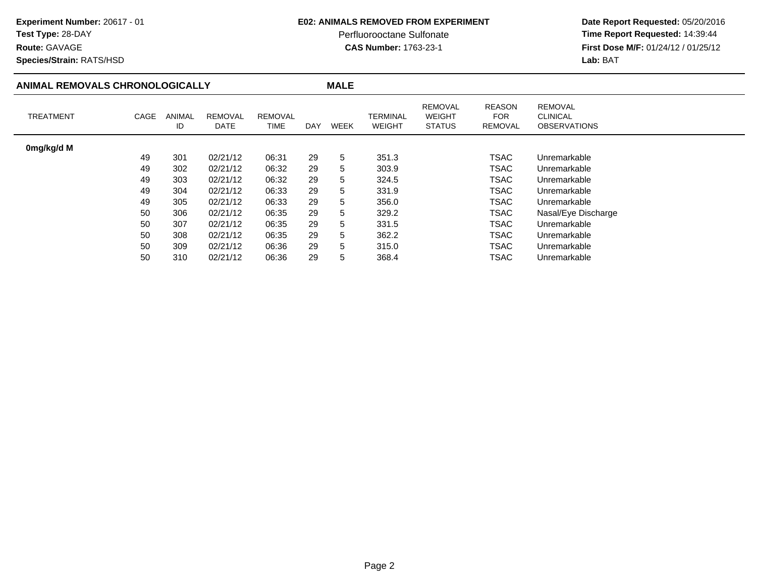**Experiment Number:** 20617 - 01
**Test Type:** 28-DAY
**Route:** GAVAGE
**Species/Strain:** RATS/HSD

**E02: ANIMALS REMOVED FROM EXPERIMENT**
Perfluorooctane Sulfonate
**CAS Number:** 1763-23-1

**Date Report Requested:** 05/20/2016
**Time Report Requested:** 14:39:44
**First Dose M/F:** 01/24/12 / 01/25/12
**Lab:** BAT

## ANIMAL REMOVALS CHRONOLOGICALLY — MALE

| TREATMENT | CAGE | ANIMAL ID | REMOVAL DATE | REMOVAL TIME | DAY | WEEK | TERMINAL WEIGHT | REMOVAL WEIGHT STATUS | REASON FOR REMOVAL | REMOVAL CLINICAL OBSERVATIONS |
|---|---|---|---|---|---|---|---|---|---|---|
| **0mg/kg/d M** | | | | | | | | | | |
| | 49 | 301 | 02/21/12 | 06:31 | 29 | 5 | 351.3 | | TSAC | Unremarkable |
| | 49 | 302 | 02/21/12 | 06:32 | 29 | 5 | 303.9 | | TSAC | Unremarkable |
| | 49 | 303 | 02/21/12 | 06:32 | 29 | 5 | 324.5 | | TSAC | Unremarkable |
| | 49 | 304 | 02/21/12 | 06:33 | 29 | 5 | 331.9 | | TSAC | Unremarkable |
| | 49 | 305 | 02/21/12 | 06:33 | 29 | 5 | 356.0 | | TSAC | Unremarkable |
| | 50 | 306 | 02/21/12 | 06:35 | 29 | 5 | 329.2 | | TSAC | Nasal/Eye Discharge |
| | 50 | 307 | 02/21/12 | 06:35 | 29 | 5 | 331.5 | | TSAC | Unremarkable |
| | 50 | 308 | 02/21/12 | 06:35 | 29 | 5 | 362.2 | | TSAC | Unremarkable |
| | 50 | 309 | 02/21/12 | 06:36 | 29 | 5 | 315.0 | | TSAC | Unremarkable |
| | 50 | 310 | 02/21/12 | 06:36 | 29 | 5 | 368.4 | | TSAC | Unremarkable |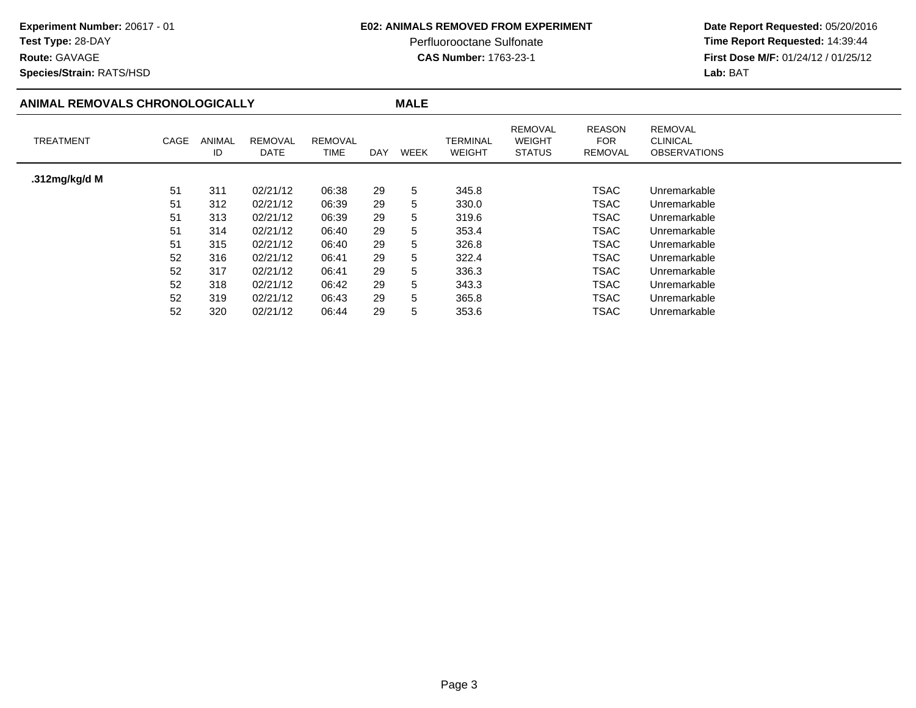**Experiment Number:** 20617 - 01
**Test Type:** 28-DAY
**Route:** GAVAGE
**Species/Strain:** RATS/HSD

**E02: ANIMALS REMOVED FROM EXPERIMENT**
Perfluorooctane Sulfonate
**CAS Number:** 1763-23-1

**Date Report Requested:** 05/20/2016
**Time Report Requested:** 14:39:44
**First Dose M/F:** 01/24/12 / 01/25/12
**Lab:** BAT

## ANIMAL REMOVALS CHRONOLOGICALLY — MALE

| TREATMENT | CAGE | ANIMAL ID | REMOVAL DATE | REMOVAL TIME | DAY | WEEK | TERMINAL WEIGHT | REMOVAL WEIGHT STATUS | REASON FOR REMOVAL | REMOVAL CLINICAL OBSERVATIONS |
|---|---|---|---|---|---|---|---|---|---|---|
| **.312mg/kg/d M** | | | | | | | | | | |
| | 51 | 311 | 02/21/12 | 06:38 | 29 | 5 | 345.8 | | TSAC | Unremarkable |
| | 51 | 312 | 02/21/12 | 06:39 | 29 | 5 | 330.0 | | TSAC | Unremarkable |
| | 51 | 313 | 02/21/12 | 06:39 | 29 | 5 | 319.6 | | TSAC | Unremarkable |
| | 51 | 314 | 02/21/12 | 06:40 | 29 | 5 | 353.4 | | TSAC | Unremarkable |
| | 51 | 315 | 02/21/12 | 06:40 | 29 | 5 | 326.8 | | TSAC | Unremarkable |
| | 52 | 316 | 02/21/12 | 06:41 | 29 | 5 | 322.4 | | TSAC | Unremarkable |
| | 52 | 317 | 02/21/12 | 06:41 | 29 | 5 | 336.3 | | TSAC | Unremarkable |
| | 52 | 318 | 02/21/12 | 06:42 | 29 | 5 | 343.3 | | TSAC | Unremarkable |
| | 52 | 319 | 02/21/12 | 06:43 | 29 | 5 | 365.8 | | TSAC | Unremarkable |
| | 52 | 320 | 02/21/12 | 06:44 | 29 | 5 | 353.6 | | TSAC | Unremarkable |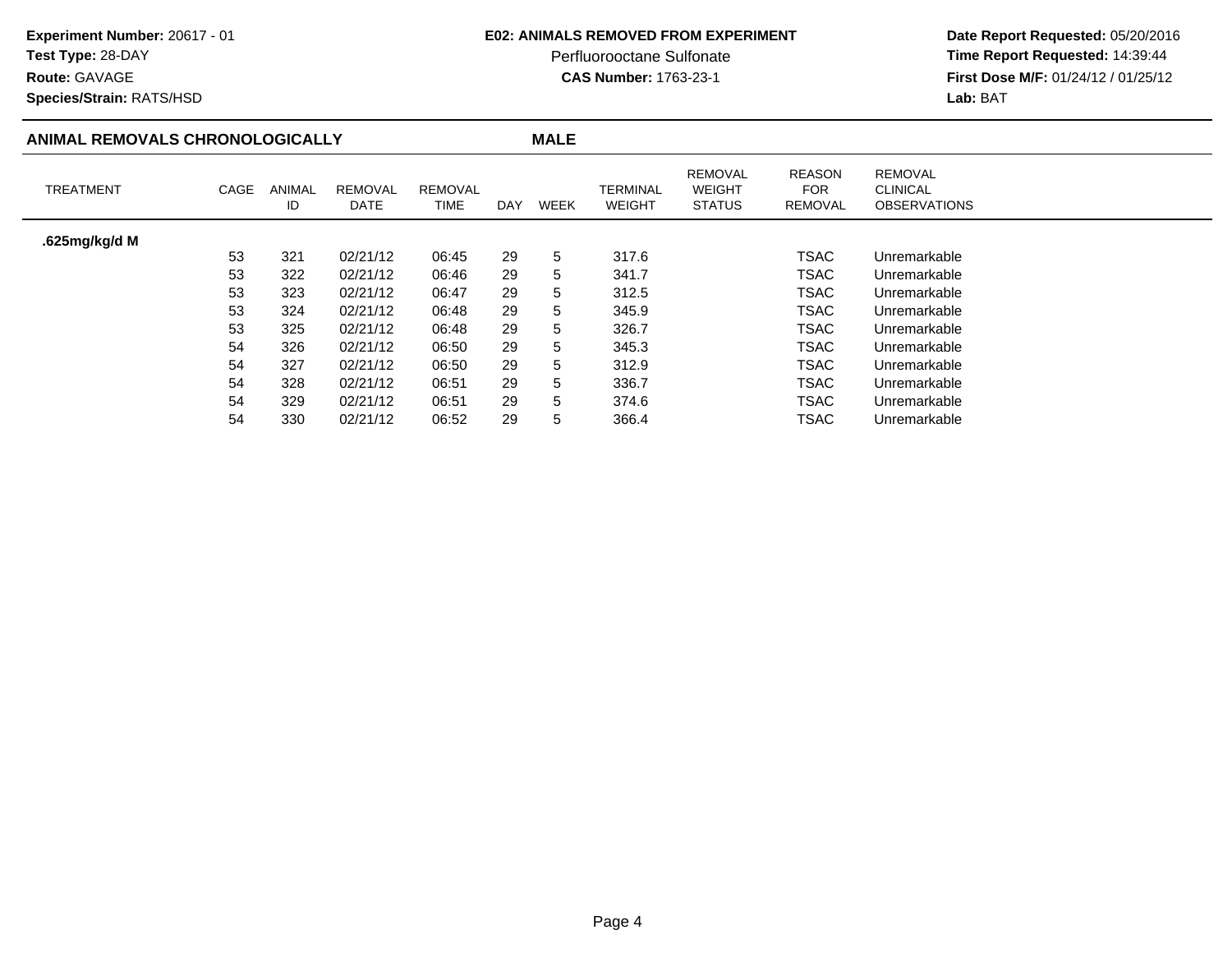**Experiment Number:** 20617 - 01
**Test Type:** 28-DAY
**Route:** GAVAGE
**Species/Strain:** RATS/HSD

**E02: ANIMALS REMOVED FROM EXPERIMENT**
Perfluorooctane Sulfonate
**CAS Number:** 1763-23-1

**Date Report Requested:** 05/20/2016
**Time Report Requested:** 14:39:44
**First Dose M/F:** 01/24/12 / 01/25/12
**Lab:** BAT

## ANIMAL REMOVALS CHRONOLOGICALLY — MALE

| TREATMENT | CAGE | ANIMAL ID | REMOVAL DATE | REMOVAL TIME | DAY | WEEK | TERMINAL WEIGHT | REMOVAL WEIGHT STATUS | REASON FOR REMOVAL | REMOVAL CLINICAL OBSERVATIONS |
|---|---|---|---|---|---|---|---|---|---|---|
| **.625mg/kg/d M** | | | | | | | | | | |
| | 53 | 321 | 02/21/12 | 06:45 | 29 | 5 | 317.6 | | TSAC | Unremarkable |
| | 53 | 322 | 02/21/12 | 06:46 | 29 | 5 | 341.7 | | TSAC | Unremarkable |
| | 53 | 323 | 02/21/12 | 06:47 | 29 | 5 | 312.5 | | TSAC | Unremarkable |
| | 53 | 324 | 02/21/12 | 06:48 | 29 | 5 | 345.9 | | TSAC | Unremarkable |
| | 53 | 325 | 02/21/12 | 06:48 | 29 | 5 | 326.7 | | TSAC | Unremarkable |
| | 54 | 326 | 02/21/12 | 06:50 | 29 | 5 | 345.3 | | TSAC | Unremarkable |
| | 54 | 327 | 02/21/12 | 06:50 | 29 | 5 | 312.9 | | TSAC | Unremarkable |
| | 54 | 328 | 02/21/12 | 06:51 | 29 | 5 | 336.7 | | TSAC | Unremarkable |
| | 54 | 329 | 02/21/12 | 06:51 | 29 | 5 | 374.6 | | TSAC | Unremarkable |
| | 54 | 330 | 02/21/12 | 06:52 | 29 | 5 | 366.4 | | TSAC | Unremarkable |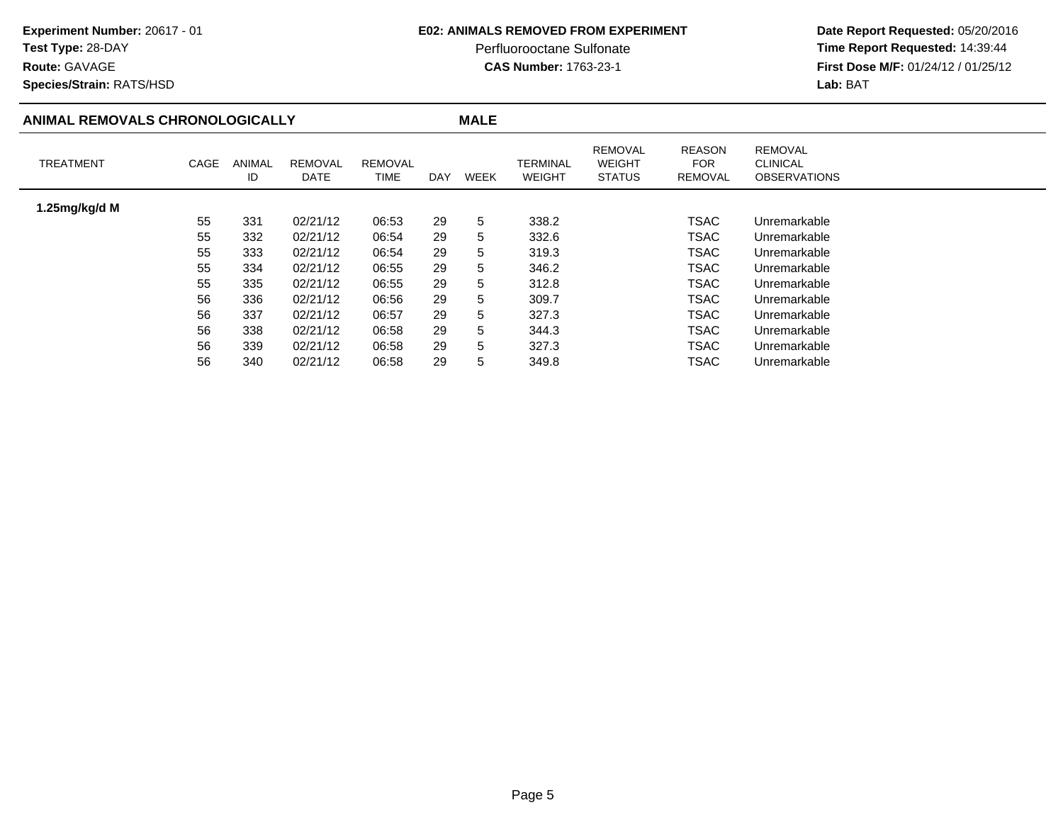**Experiment Number:** 20617 - 01
**Test Type:** 28-DAY
**Route:** GAVAGE
**Species/Strain:** RATS/HSD

**E02: ANIMALS REMOVED FROM EXPERIMENT**
Perfluorooctane Sulfonate
**CAS Number:** 1763-23-1

**Date Report Requested:** 05/20/2016
**Time Report Requested:** 14:39:44
**First Dose M/F:** 01/24/12 / 01/25/12
**Lab:** BAT

## ANIMAL REMOVALS CHRONOLOGICALLY — MALE

| TREATMENT | CAGE | ANIMAL ID | REMOVAL DATE | REMOVAL TIME | DAY | WEEK | TERMINAL WEIGHT | REMOVAL WEIGHT STATUS | REASON FOR REMOVAL | REMOVAL CLINICAL OBSERVATIONS |
|---|---|---|---|---|---|---|---|---|---|---|
| **1.25mg/kg/d M** | | | | | | | | | | |
| | 55 | 331 | 02/21/12 | 06:53 | 29 | 5 | 338.2 | | TSAC | Unremarkable |
| | 55 | 332 | 02/21/12 | 06:54 | 29 | 5 | 332.6 | | TSAC | Unremarkable |
| | 55 | 333 | 02/21/12 | 06:54 | 29 | 5 | 319.3 | | TSAC | Unremarkable |
| | 55 | 334 | 02/21/12 | 06:55 | 29 | 5 | 346.2 | | TSAC | Unremarkable |
| | 55 | 335 | 02/21/12 | 06:55 | 29 | 5 | 312.8 | | TSAC | Unremarkable |
| | 56 | 336 | 02/21/12 | 06:56 | 29 | 5 | 309.7 | | TSAC | Unremarkable |
| | 56 | 337 | 02/21/12 | 06:57 | 29 | 5 | 327.3 | | TSAC | Unremarkable |
| | 56 | 338 | 02/21/12 | 06:58 | 29 | 5 | 344.3 | | TSAC | Unremarkable |
| | 56 | 339 | 02/21/12 | 06:58 | 29 | 5 | 327.3 | | TSAC | Unremarkable |
| | 56 | 340 | 02/21/12 | 06:58 | 29 | 5 | 349.8 | | TSAC | Unremarkable |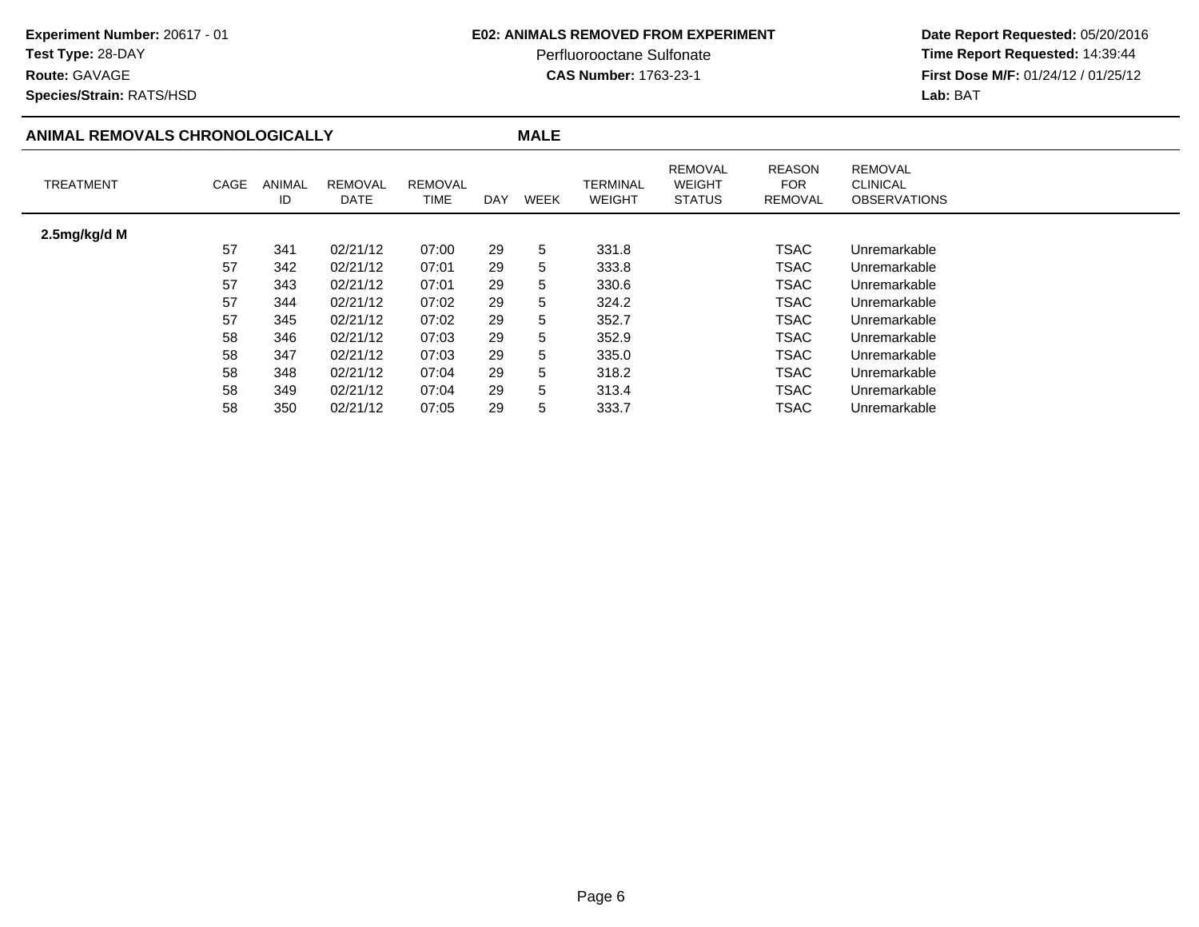**Experiment Number:** 20617 - 01
**Test Type:** 28-DAY
**Route:** GAVAGE
**Species/Strain:** RATS/HSD

**E02: ANIMALS REMOVED FROM EXPERIMENT**
Perfluorooctane Sulfonate
**CAS Number:** 1763-23-1

**Date Report Requested:** 05/20/2016
**Time Report Requested:** 14:39:44
**First Dose M/F:** 01/24/12 / 01/25/12
**Lab:** BAT

## ANIMAL REMOVALS CHRONOLOGICALLY — MALE

| TREATMENT | CAGE | ANIMAL ID | REMOVAL DATE | REMOVAL TIME | DAY | WEEK | TERMINAL WEIGHT | REMOVAL WEIGHT STATUS | REASON FOR REMOVAL | REMOVAL CLINICAL OBSERVATIONS |
|---|---|---|---|---|---|---|---|---|---|---|
| **2.5mg/kg/d M** | | | | | | | | | | |
| | 57 | 341 | 02/21/12 | 07:00 | 29 | 5 | 331.8 | | TSAC | Unremarkable |
| | 57 | 342 | 02/21/12 | 07:01 | 29 | 5 | 333.8 | | TSAC | Unremarkable |
| | 57 | 343 | 02/21/12 | 07:01 | 29 | 5 | 330.6 | | TSAC | Unremarkable |
| | 57 | 344 | 02/21/12 | 07:02 | 29 | 5 | 324.2 | | TSAC | Unremarkable |
| | 57 | 345 | 02/21/12 | 07:02 | 29 | 5 | 352.7 | | TSAC | Unremarkable |
| | 58 | 346 | 02/21/12 | 07:03 | 29 | 5 | 352.9 | | TSAC | Unremarkable |
| | 58 | 347 | 02/21/12 | 07:03 | 29 | 5 | 335.0 | | TSAC | Unremarkable |
| | 58 | 348 | 02/21/12 | 07:04 | 29 | 5 | 318.2 | | TSAC | Unremarkable |
| | 58 | 349 | 02/21/12 | 07:04 | 29 | 5 | 313.4 | | TSAC | Unremarkable |
| | 58 | 350 | 02/21/12 | 07:05 | 29 | 5 | 333.7 | | TSAC | Unremarkable |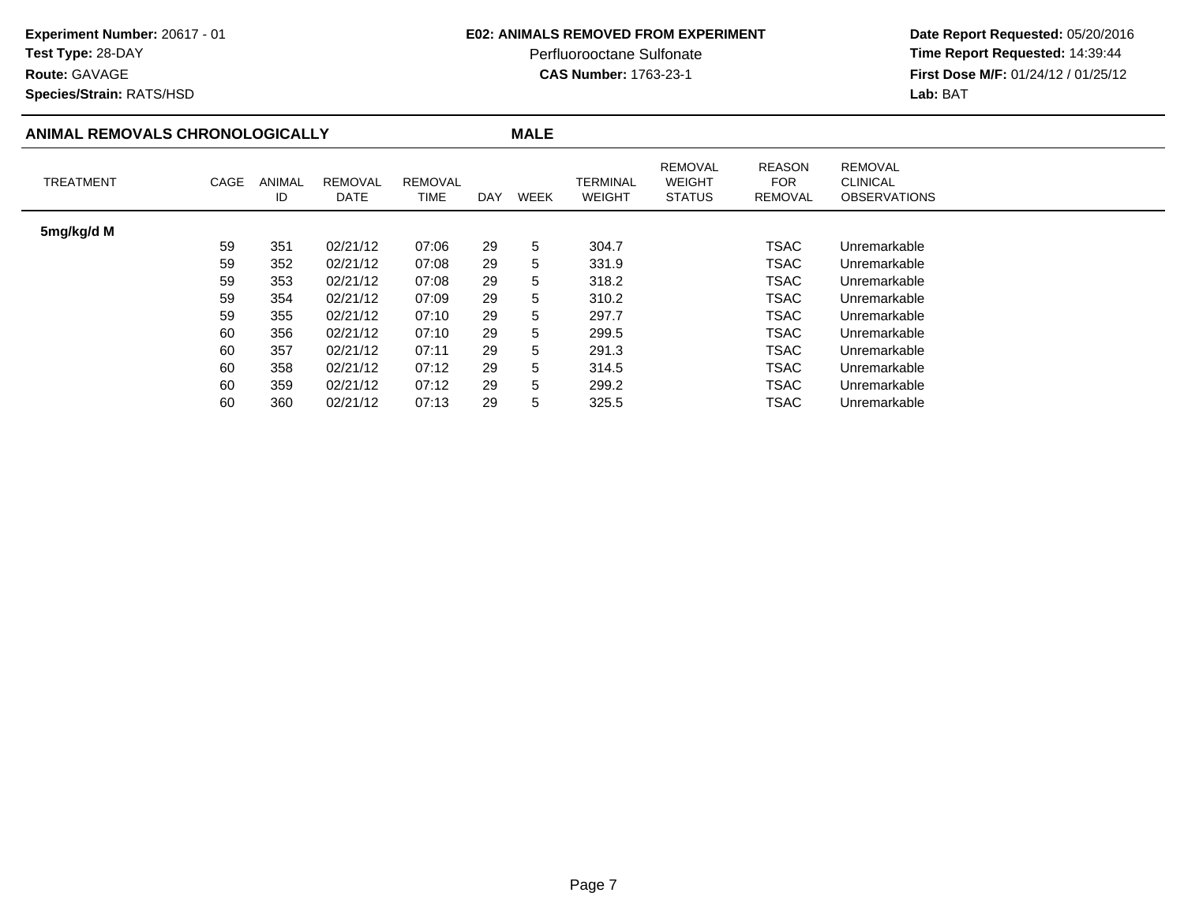**Experiment Number:** 20617 - 01
**Test Type:** 28-DAY
**Route:** GAVAGE
**Species/Strain:** RATS/HSD

**E02: ANIMALS REMOVED FROM EXPERIMENT**
Perfluorooctane Sulfonate
**CAS Number:** 1763-23-1

**Date Report Requested:** 05/20/2016
**Time Report Requested:** 14:39:44
**First Dose M/F:** 01/24/12 / 01/25/12
**Lab:** BAT

## ANIMAL REMOVALS CHRONOLOGICALLY — MALE

| TREATMENT | CAGE | ANIMAL ID | REMOVAL DATE | REMOVAL TIME | DAY | WEEK | TERMINAL WEIGHT | REMOVAL WEIGHT STATUS | REASON FOR REMOVAL | REMOVAL CLINICAL OBSERVATIONS |
|---|---|---|---|---|---|---|---|---|---|---|
| **5mg/kg/d M** | | | | | | | | | | |
| | 59 | 351 | 02/21/12 | 07:06 | 29 | 5 | 304.7 | | TSAC | Unremarkable |
| | 59 | 352 | 02/21/12 | 07:08 | 29 | 5 | 331.9 | | TSAC | Unremarkable |
| | 59 | 353 | 02/21/12 | 07:08 | 29 | 5 | 318.2 | | TSAC | Unremarkable |
| | 59 | 354 | 02/21/12 | 07:09 | 29 | 5 | 310.2 | | TSAC | Unremarkable |
| | 59 | 355 | 02/21/12 | 07:10 | 29 | 5 | 297.7 | | TSAC | Unremarkable |
| | 60 | 356 | 02/21/12 | 07:10 | 29 | 5 | 299.5 | | TSAC | Unremarkable |
| | 60 | 357 | 02/21/12 | 07:11 | 29 | 5 | 291.3 | | TSAC | Unremarkable |
| | 60 | 358 | 02/21/12 | 07:12 | 29 | 5 | 314.5 | | TSAC | Unremarkable |
| | 60 | 359 | 02/21/12 | 07:12 | 29 | 5 | 299.2 | | TSAC | Unremarkable |
| | 60 | 360 | 02/21/12 | 07:13 | 29 | 5 | 325.5 | | TSAC | Unremarkable |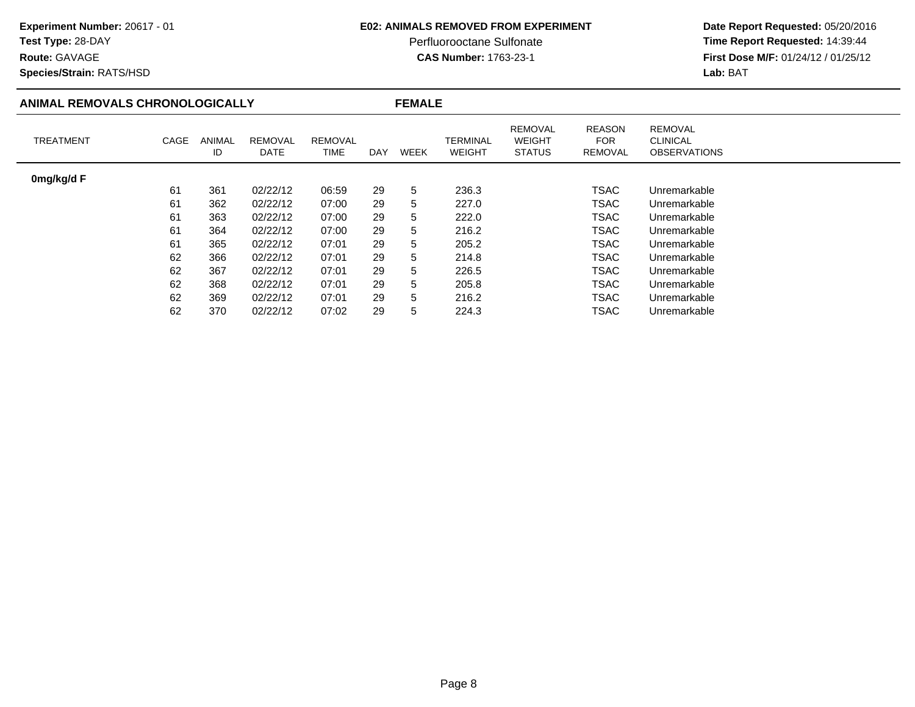**Experiment Number:** 20617 - 01
**Test Type:** 28-DAY
**Route:** GAVAGE
**Species/Strain:** RATS/HSD

**E02: ANIMALS REMOVED FROM EXPERIMENT**
Perfluorooctane Sulfonate
**CAS Number:** 1763-23-1

**Date Report Requested:** 05/20/2016
**Time Report Requested:** 14:39:44
**First Dose M/F:** 01/24/12 / 01/25/12
**Lab:** BAT

## ANIMAL REMOVALS CHRONOLOGICALLY — FEMALE

| TREATMENT | CAGE | ANIMAL ID | REMOVAL DATE | REMOVAL TIME | DAY | WEEK | TERMINAL WEIGHT | REMOVAL WEIGHT STATUS | REASON FOR REMOVAL | REMOVAL CLINICAL OBSERVATIONS |
|---|---|---|---|---|---|---|---|---|---|---|
| **0mg/kg/d F** | | | | | | | | | | |
| | 61 | 361 | 02/22/12 | 06:59 | 29 | 5 | 236.3 | | TSAC | Unremarkable |
| | 61 | 362 | 02/22/12 | 07:00 | 29 | 5 | 227.0 | | TSAC | Unremarkable |
| | 61 | 363 | 02/22/12 | 07:00 | 29 | 5 | 222.0 | | TSAC | Unremarkable |
| | 61 | 364 | 02/22/12 | 07:00 | 29 | 5 | 216.2 | | TSAC | Unremarkable |
| | 61 | 365 | 02/22/12 | 07:01 | 29 | 5 | 205.2 | | TSAC | Unremarkable |
| | 62 | 366 | 02/22/12 | 07:01 | 29 | 5 | 214.8 | | TSAC | Unremarkable |
| | 62 | 367 | 02/22/12 | 07:01 | 29 | 5 | 226.5 | | TSAC | Unremarkable |
| | 62 | 368 | 02/22/12 | 07:01 | 29 | 5 | 205.8 | | TSAC | Unremarkable |
| | 62 | 369 | 02/22/12 | 07:01 | 29 | 5 | 216.2 | | TSAC | Unremarkable |
| | 62 | 370 | 02/22/12 | 07:02 | 29 | 5 | 224.3 | | TSAC | Unremarkable |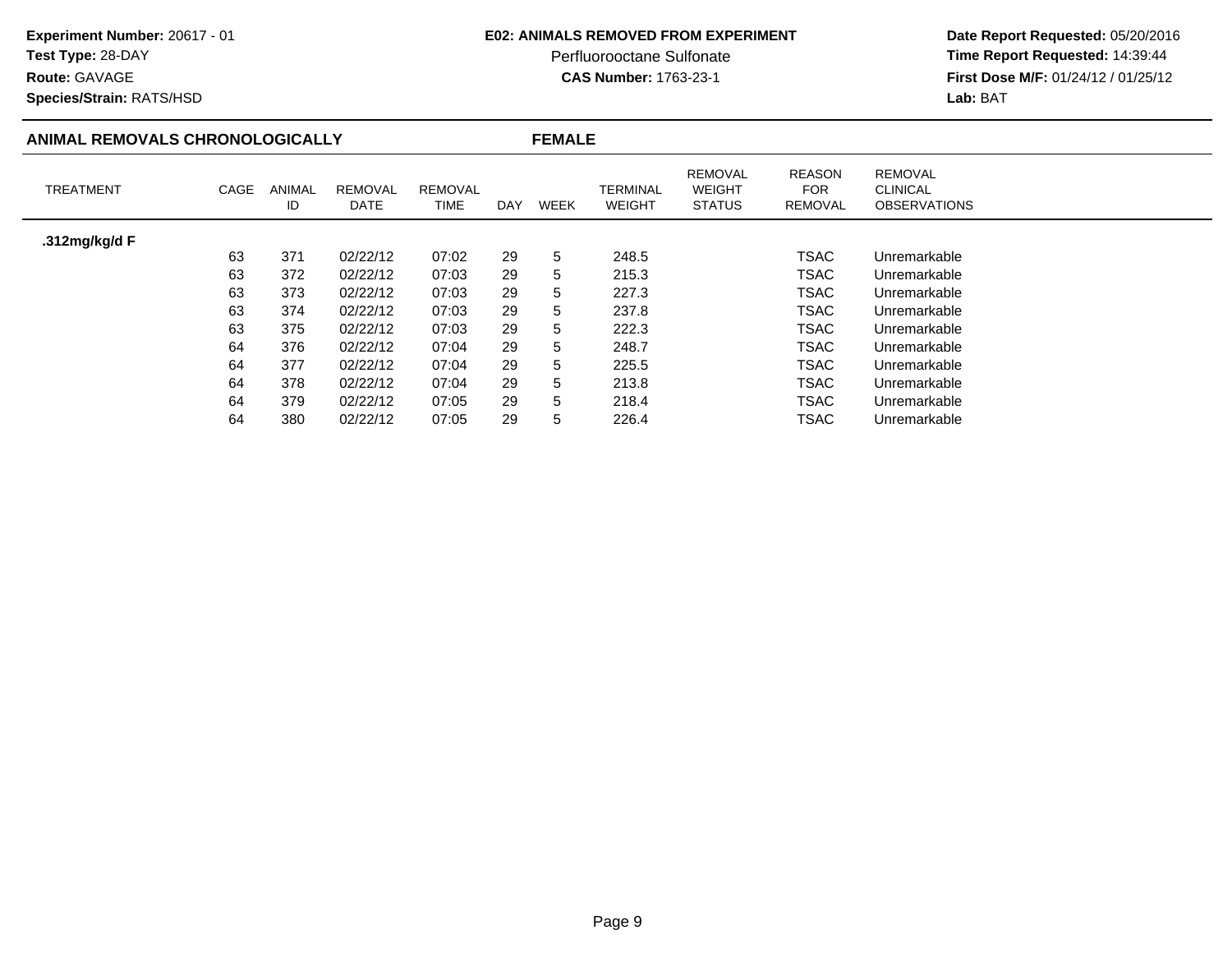**Experiment Number:** 20617 - 01
**Test Type:** 28-DAY
**Route:** GAVAGE
**Species/Strain:** RATS/HSD

**E02: ANIMALS REMOVED FROM EXPERIMENT**
Perfluorooctane Sulfonate
**CAS Number:** 1763-23-1

**Date Report Requested:** 05/20/2016
**Time Report Requested:** 14:39:44
**First Dose M/F:** 01/24/12 / 01/25/12
**Lab:** BAT

## ANIMAL REMOVALS CHRONOLOGICALLY — FEMALE

| TREATMENT | CAGE | ANIMAL ID | REMOVAL DATE | REMOVAL TIME | DAY | WEEK | TERMINAL WEIGHT | REMOVAL WEIGHT STATUS | REASON FOR REMOVAL | REMOVAL CLINICAL OBSERVATIONS |
|---|---|---|---|---|---|---|---|---|---|---|
| **.312mg/kg/d F** | | | | | | | | | | |
| | 63 | 371 | 02/22/12 | 07:02 | 29 | 5 | 248.5 | | TSAC | Unremarkable |
| | 63 | 372 | 02/22/12 | 07:03 | 29 | 5 | 215.3 | | TSAC | Unremarkable |
| | 63 | 373 | 02/22/12 | 07:03 | 29 | 5 | 227.3 | | TSAC | Unremarkable |
| | 63 | 374 | 02/22/12 | 07:03 | 29 | 5 | 237.8 | | TSAC | Unremarkable |
| | 63 | 375 | 02/22/12 | 07:03 | 29 | 5 | 222.3 | | TSAC | Unremarkable |
| | 64 | 376 | 02/22/12 | 07:04 | 29 | 5 | 248.7 | | TSAC | Unremarkable |
| | 64 | 377 | 02/22/12 | 07:04 | 29 | 5 | 225.5 | | TSAC | Unremarkable |
| | 64 | 378 | 02/22/12 | 07:04 | 29 | 5 | 213.8 | | TSAC | Unremarkable |
| | 64 | 379 | 02/22/12 | 07:05 | 29 | 5 | 218.4 | | TSAC | Unremarkable |
| | 64 | 380 | 02/22/12 | 07:05 | 29 | 5 | 226.4 | | TSAC | Unremarkable |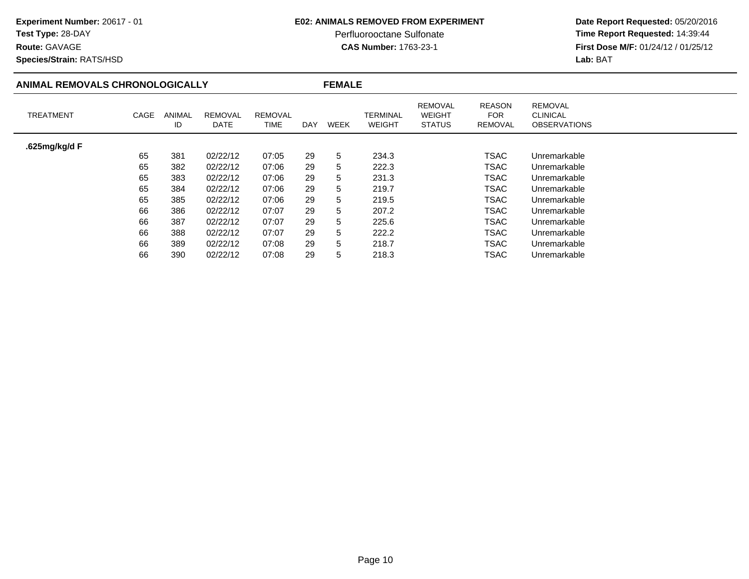**Experiment Number:** 20617 - 01
**Test Type:** 28-DAY
**Route:** GAVAGE
**Species/Strain:** RATS/HSD

**E02: ANIMALS REMOVED FROM EXPERIMENT**
Perfluorooctane Sulfonate
**CAS Number:** 1763-23-1

**Date Report Requested:** 05/20/2016
**Time Report Requested:** 14:39:44
**First Dose M/F:** 01/24/12 / 01/25/12
**Lab:** BAT

## ANIMAL REMOVALS CHRONOLOGICALLY — FEMALE

| TREATMENT | CAGE | ANIMAL ID | REMOVAL DATE | REMOVAL TIME | DAY | WEEK | TERMINAL WEIGHT | REMOVAL WEIGHT STATUS | REASON FOR REMOVAL | REMOVAL CLINICAL OBSERVATIONS |
|---|---|---|---|---|---|---|---|---|---|---|
| **.625mg/kg/d F** | | | | | | | | | | |
| | 65 | 381 | 02/22/12 | 07:05 | 29 | 5 | 234.3 | | TSAC | Unremarkable |
| | 65 | 382 | 02/22/12 | 07:06 | 29 | 5 | 222.3 | | TSAC | Unremarkable |
| | 65 | 383 | 02/22/12 | 07:06 | 29 | 5 | 231.3 | | TSAC | Unremarkable |
| | 65 | 384 | 02/22/12 | 07:06 | 29 | 5 | 219.7 | | TSAC | Unremarkable |
| | 65 | 385 | 02/22/12 | 07:06 | 29 | 5 | 219.5 | | TSAC | Unremarkable |
| | 66 | 386 | 02/22/12 | 07:07 | 29 | 5 | 207.2 | | TSAC | Unremarkable |
| | 66 | 387 | 02/22/12 | 07:07 | 29 | 5 | 225.6 | | TSAC | Unremarkable |
| | 66 | 388 | 02/22/12 | 07:07 | 29 | 5 | 222.2 | | TSAC | Unremarkable |
| | 66 | 389 | 02/22/12 | 07:08 | 29 | 5 | 218.7 | | TSAC | Unremarkable |
| | 66 | 390 | 02/22/12 | 07:08 | 29 | 5 | 218.3 | | TSAC | Unremarkable |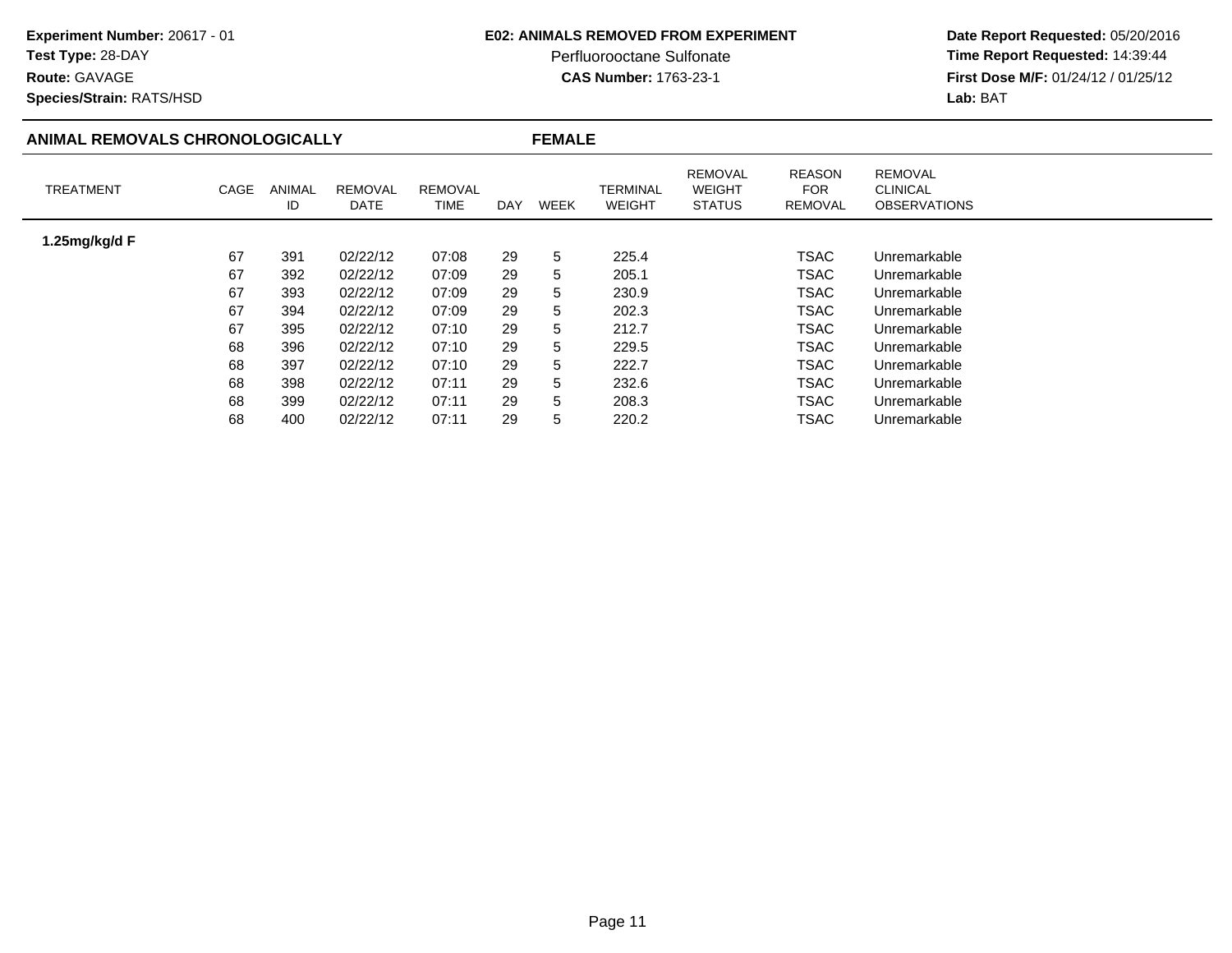**Experiment Number:** 20617 - 01
**Test Type:** 28-DAY
**Route:** GAVAGE
**Species/Strain:** RATS/HSD

**E02: ANIMALS REMOVED FROM EXPERIMENT**
Perfluorooctane Sulfonate
**CAS Number:** 1763-23-1

**Date Report Requested:** 05/20/2016
**Time Report Requested:** 14:39:44
**First Dose M/F:** 01/24/12 / 01/25/12
**Lab:** BAT

## ANIMAL REMOVALS CHRONOLOGICALLY — FEMALE

| TREATMENT | CAGE | ANIMAL ID | REMOVAL DATE | REMOVAL TIME | DAY | WEEK | TERMINAL WEIGHT | REMOVAL WEIGHT STATUS | REASON FOR REMOVAL | REMOVAL CLINICAL OBSERVATIONS |
|---|---|---|---|---|---|---|---|---|---|---|
| **1.25mg/kg/d F** | | | | | | | | | | |
| | 67 | 391 | 02/22/12 | 07:08 | 29 | 5 | 225.4 | | TSAC | Unremarkable |
| | 67 | 392 | 02/22/12 | 07:09 | 29 | 5 | 205.1 | | TSAC | Unremarkable |
| | 67 | 393 | 02/22/12 | 07:09 | 29 | 5 | 230.9 | | TSAC | Unremarkable |
| | 67 | 394 | 02/22/12 | 07:09 | 29 | 5 | 202.3 | | TSAC | Unremarkable |
| | 67 | 395 | 02/22/12 | 07:10 | 29 | 5 | 212.7 | | TSAC | Unremarkable |
| | 68 | 396 | 02/22/12 | 07:10 | 29 | 5 | 229.5 | | TSAC | Unremarkable |
| | 68 | 397 | 02/22/12 | 07:10 | 29 | 5 | 222.7 | | TSAC | Unremarkable |
| | 68 | 398 | 02/22/12 | 07:11 | 29 | 5 | 232.6 | | TSAC | Unremarkable |
| | 68 | 399 | 02/22/12 | 07:11 | 29 | 5 | 208.3 | | TSAC | Unremarkable |
| | 68 | 400 | 02/22/12 | 07:11 | 29 | 5 | 220.2 | | TSAC | Unremarkable |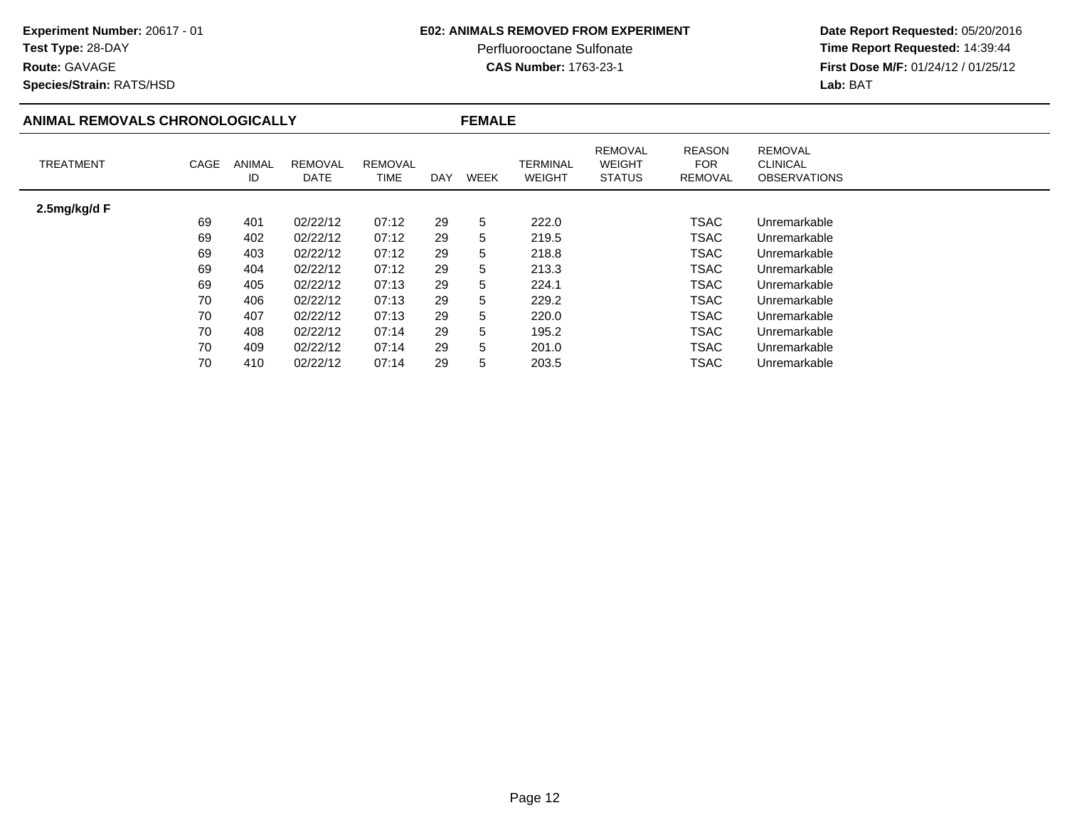**Experiment Number:** 20617 - 01
**Test Type:** 28-DAY
**Route:** GAVAGE
**Species/Strain:** RATS/HSD

**E02: ANIMALS REMOVED FROM EXPERIMENT**
Perfluorooctane Sulfonate
**CAS Number:** 1763-23-1

**Date Report Requested:** 05/20/2016
**Time Report Requested:** 14:39:44
**First Dose M/F:** 01/24/12 / 01/25/12
**Lab:** BAT

## ANIMAL REMOVALS CHRONOLOGICALLY — FEMALE

| TREATMENT | CAGE | ANIMAL ID | REMOVAL DATE | REMOVAL TIME | DAY | WEEK | TERMINAL WEIGHT | REMOVAL WEIGHT STATUS | REASON FOR REMOVAL | REMOVAL CLINICAL OBSERVATIONS |
|---|---|---|---|---|---|---|---|---|---|---|
| **2.5mg/kg/d F** | | | | | | | | | | |
| | 69 | 401 | 02/22/12 | 07:12 | 29 | 5 | 222.0 | | TSAC | Unremarkable |
| | 69 | 402 | 02/22/12 | 07:12 | 29 | 5 | 219.5 | | TSAC | Unremarkable |
| | 69 | 403 | 02/22/12 | 07:12 | 29 | 5 | 218.8 | | TSAC | Unremarkable |
| | 69 | 404 | 02/22/12 | 07:12 | 29 | 5 | 213.3 | | TSAC | Unremarkable |
| | 69 | 405 | 02/22/12 | 07:13 | 29 | 5 | 224.1 | | TSAC | Unremarkable |
| | 70 | 406 | 02/22/12 | 07:13 | 29 | 5 | 229.2 | | TSAC | Unremarkable |
| | 70 | 407 | 02/22/12 | 07:13 | 29 | 5 | 220.0 | | TSAC | Unremarkable |
| | 70 | 408 | 02/22/12 | 07:14 | 29 | 5 | 195.2 | | TSAC | Unremarkable |
| | 70 | 409 | 02/22/12 | 07:14 | 29 | 5 | 201.0 | | TSAC | Unremarkable |
| | 70 | 410 | 02/22/12 | 07:14 | 29 | 5 | 203.5 | | TSAC | Unremarkable |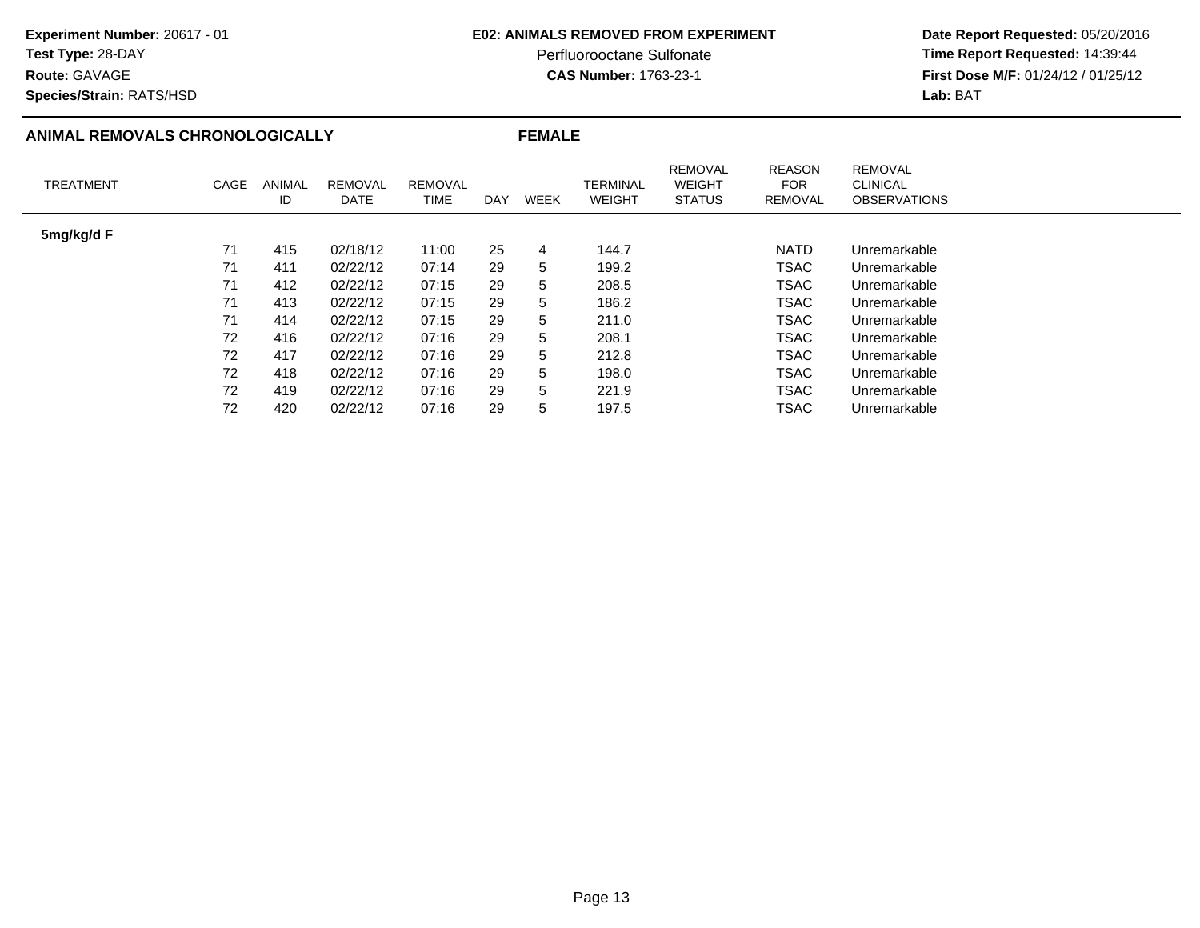**Experiment Number:** 20617 - 01
**Test Type:** 28-DAY
**Route:** GAVAGE
**Species/Strain:** RATS/HSD

**E02: ANIMALS REMOVED FROM EXPERIMENT**
Perfluorooctane Sulfonate
**CAS Number:** 1763-23-1

**Date Report Requested:** 05/20/2016
**Time Report Requested:** 14:39:44
**First Dose M/F:** 01/24/12 / 01/25/12
**Lab:** BAT

## ANIMAL REMOVALS CHRONOLOGICALLY — FEMALE

| TREATMENT | CAGE | ANIMAL ID | REMOVAL DATE | REMOVAL TIME | DAY | WEEK | TERMINAL WEIGHT | REMOVAL WEIGHT STATUS | REASON FOR REMOVAL | REMOVAL CLINICAL OBSERVATIONS |
|---|---|---|---|---|---|---|---|---|---|---|
| **5mg/kg/d F** | | | | | | | | | | |
| | 71 | 415 | 02/18/12 | 11:00 | 25 | 4 | 144.7 | | NATD | Unremarkable |
| | 71 | 411 | 02/22/12 | 07:14 | 29 | 5 | 199.2 | | TSAC | Unremarkable |
| | 71 | 412 | 02/22/12 | 07:15 | 29 | 5 | 208.5 | | TSAC | Unremarkable |
| | 71 | 413 | 02/22/12 | 07:15 | 29 | 5 | 186.2 | | TSAC | Unremarkable |
| | 71 | 414 | 02/22/12 | 07:15 | 29 | 5 | 211.0 | | TSAC | Unremarkable |
| | 72 | 416 | 02/22/12 | 07:16 | 29 | 5 | 208.1 | | TSAC | Unremarkable |
| | 72 | 417 | 02/22/12 | 07:16 | 29 | 5 | 212.8 | | TSAC | Unremarkable |
| | 72 | 418 | 02/22/12 | 07:16 | 29 | 5 | 198.0 | | TSAC | Unremarkable |
| | 72 | 419 | 02/22/12 | 07:16 | 29 | 5 | 221.9 | | TSAC | Unremarkable |
| | 72 | 420 | 02/22/12 | 07:16 | 29 | 5 | 197.5 | | TSAC | Unremarkable |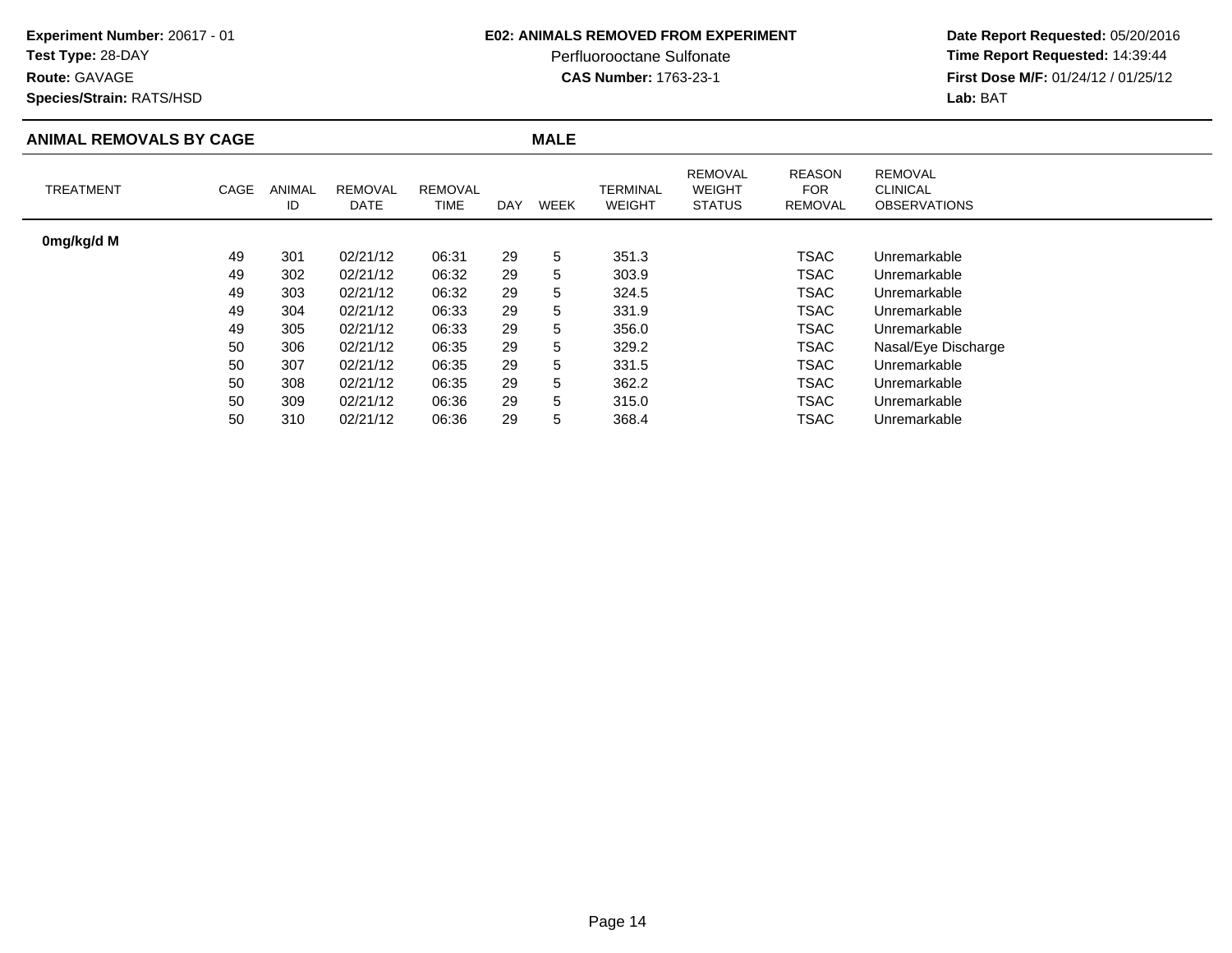**Experiment Number:** 20617 - 01
**Test Type:** 28-DAY
**Route:** GAVAGE
**Species/Strain:** RATS/HSD

**E02: ANIMALS REMOVED FROM EXPERIMENT**
Perfluorooctane Sulfonate
**CAS Number:** 1763-23-1

**Date Report Requested:** 05/20/2016
**Time Report Requested:** 14:39:44
**First Dose M/F:** 01/24/12 / 01/25/12
**Lab:** BAT

## ANIMAL REMOVALS BY CAGE — MALE

| TREATMENT | CAGE | ANIMAL ID | REMOVAL DATE | REMOVAL TIME | DAY | WEEK | TERMINAL WEIGHT | REMOVAL WEIGHT STATUS | REASON FOR REMOVAL | REMOVAL CLINICAL OBSERVATIONS |
|---|---|---|---|---|---|---|---|---|---|---|
| **0mg/kg/d M** | | | | | | | | | | |
| | 49 | 301 | 02/21/12 | 06:31 | 29 | 5 | 351.3 | | TSAC | Unremarkable |
| | 49 | 302 | 02/21/12 | 06:32 | 29 | 5 | 303.9 | | TSAC | Unremarkable |
| | 49 | 303 | 02/21/12 | 06:32 | 29 | 5 | 324.5 | | TSAC | Unremarkable |
| | 49 | 304 | 02/21/12 | 06:33 | 29 | 5 | 331.9 | | TSAC | Unremarkable |
| | 49 | 305 | 02/21/12 | 06:33 | 29 | 5 | 356.0 | | TSAC | Unremarkable |
| | 50 | 306 | 02/21/12 | 06:35 | 29 | 5 | 329.2 | | TSAC | Nasal/Eye Discharge |
| | 50 | 307 | 02/21/12 | 06:35 | 29 | 5 | 331.5 | | TSAC | Unremarkable |
| | 50 | 308 | 02/21/12 | 06:35 | 29 | 5 | 362.2 | | TSAC | Unremarkable |
| | 50 | 309 | 02/21/12 | 06:36 | 29 | 5 | 315.0 | | TSAC | Unremarkable |
| | 50 | 310 | 02/21/12 | 06:36 | 29 | 5 | 368.4 | | TSAC | Unremarkable |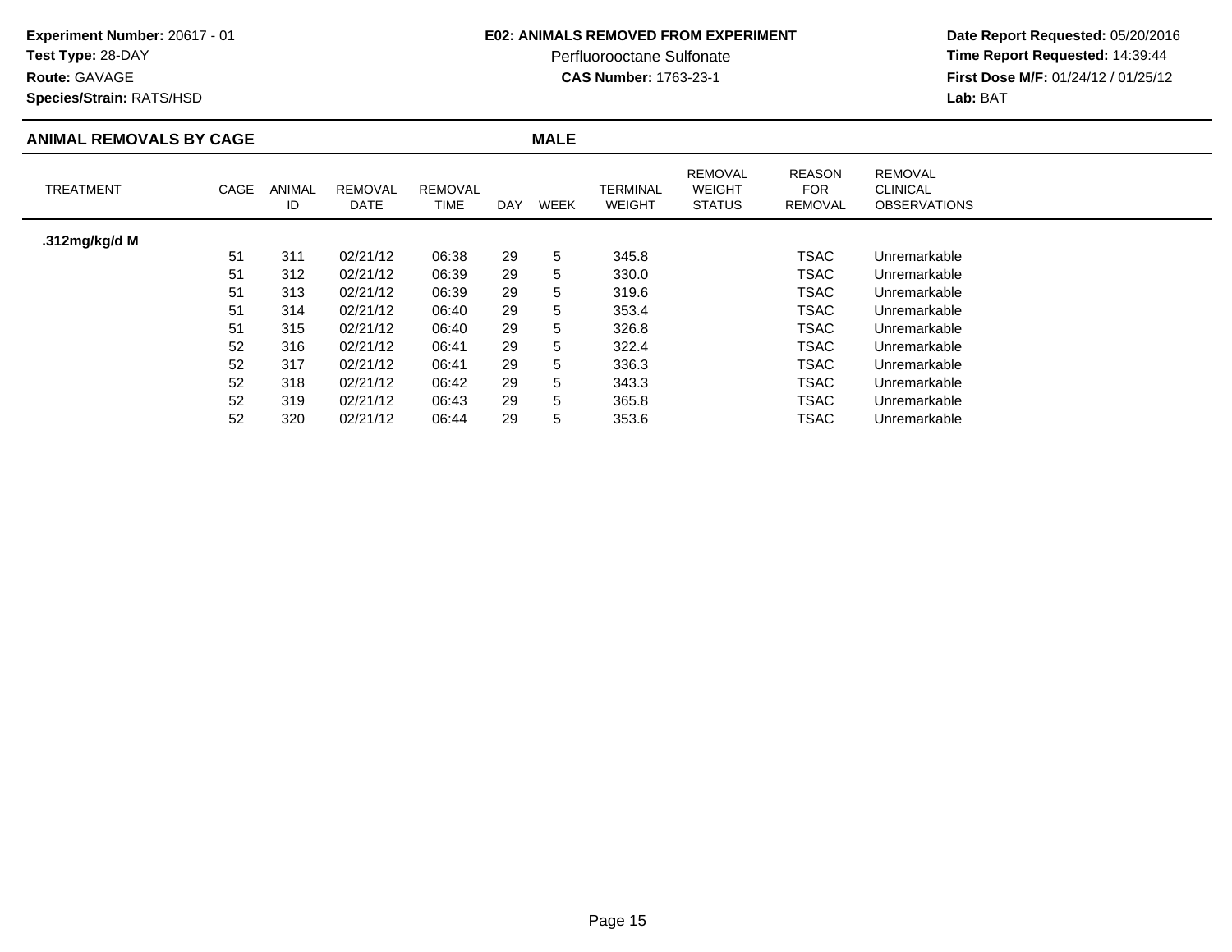**Experiment Number:** 20617 - 01
**Test Type:** 28-DAY
**Route:** GAVAGE
**Species/Strain:** RATS/HSD

**E02: ANIMALS REMOVED FROM EXPERIMENT**
Perfluorooctane Sulfonate
**CAS Number:** 1763-23-1

**Date Report Requested:** 05/20/2016
**Time Report Requested:** 14:39:44
**First Dose M/F:** 01/24/12 / 01/25/12
**Lab:** BAT

## ANIMAL REMOVALS BY CAGE — MALE

| TREATMENT | CAGE | ANIMAL ID | REMOVAL DATE | REMOVAL TIME | DAY | WEEK | TERMINAL WEIGHT | REMOVAL WEIGHT STATUS | REASON FOR REMOVAL | REMOVAL CLINICAL OBSERVATIONS |
|---|---|---|---|---|---|---|---|---|---|---|
| **.312mg/kg/d M** | | | | | | | | | | |
| | 51 | 311 | 02/21/12 | 06:38 | 29 | 5 | 345.8 | | TSAC | Unremarkable |
| | 51 | 312 | 02/21/12 | 06:39 | 29 | 5 | 330.0 | | TSAC | Unremarkable |
| | 51 | 313 | 02/21/12 | 06:39 | 29 | 5 | 319.6 | | TSAC | Unremarkable |
| | 51 | 314 | 02/21/12 | 06:40 | 29 | 5 | 353.4 | | TSAC | Unremarkable |
| | 51 | 315 | 02/21/12 | 06:40 | 29 | 5 | 326.8 | | TSAC | Unremarkable |
| | 52 | 316 | 02/21/12 | 06:41 | 29 | 5 | 322.4 | | TSAC | Unremarkable |
| | 52 | 317 | 02/21/12 | 06:41 | 29 | 5 | 336.3 | | TSAC | Unremarkable |
| | 52 | 318 | 02/21/12 | 06:42 | 29 | 5 | 343.3 | | TSAC | Unremarkable |
| | 52 | 319 | 02/21/12 | 06:43 | 29 | 5 | 365.8 | | TSAC | Unremarkable |
| | 52 | 320 | 02/21/12 | 06:44 | 29 | 5 | 353.6 | | TSAC | Unremarkable |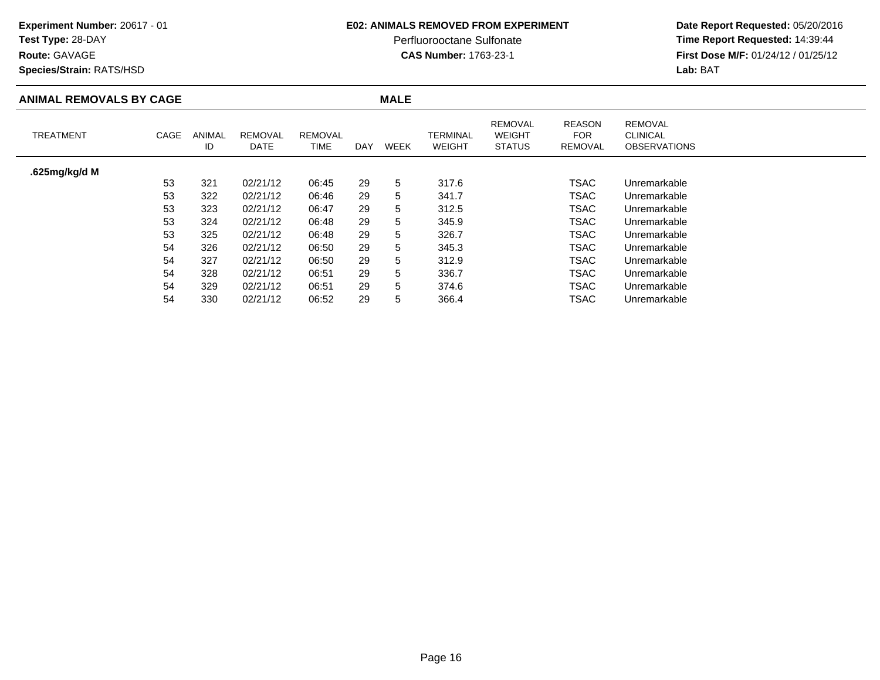**Experiment Number:** 20617 - 01
**Test Type:** 28-DAY
**Route:** GAVAGE
**Species/Strain:** RATS/HSD

**E02: ANIMALS REMOVED FROM EXPERIMENT**
Perfluorooctane Sulfonate
**CAS Number:** 1763-23-1

**Date Report Requested:** 05/20/2016
**Time Report Requested:** 14:39:44
**First Dose M/F:** 01/24/12 / 01/25/12
**Lab:** BAT

## ANIMAL REMOVALS BY CAGE — MALE

| TREATMENT | CAGE | ANIMAL ID | REMOVAL DATE | REMOVAL TIME | DAY | WEEK | TERMINAL WEIGHT | REMOVAL WEIGHT STATUS | REASON FOR REMOVAL | REMOVAL CLINICAL OBSERVATIONS |
|---|---|---|---|---|---|---|---|---|---|---|
| **.625mg/kg/d M** | | | | | | | | | | |
| | 53 | 321 | 02/21/12 | 06:45 | 29 | 5 | 317.6 | | TSAC | Unremarkable |
| | 53 | 322 | 02/21/12 | 06:46 | 29 | 5 | 341.7 | | TSAC | Unremarkable |
| | 53 | 323 | 02/21/12 | 06:47 | 29 | 5 | 312.5 | | TSAC | Unremarkable |
| | 53 | 324 | 02/21/12 | 06:48 | 29 | 5 | 345.9 | | TSAC | Unremarkable |
| | 53 | 325 | 02/21/12 | 06:48 | 29 | 5 | 326.7 | | TSAC | Unremarkable |
| | 54 | 326 | 02/21/12 | 06:50 | 29 | 5 | 345.3 | | TSAC | Unremarkable |
| | 54 | 327 | 02/21/12 | 06:50 | 29 | 5 | 312.9 | | TSAC | Unremarkable |
| | 54 | 328 | 02/21/12 | 06:51 | 29 | 5 | 336.7 | | TSAC | Unremarkable |
| | 54 | 329 | 02/21/12 | 06:51 | 29 | 5 | 374.6 | | TSAC | Unremarkable |
| | 54 | 330 | 02/21/12 | 06:52 | 29 | 5 | 366.4 | | TSAC | Unremarkable |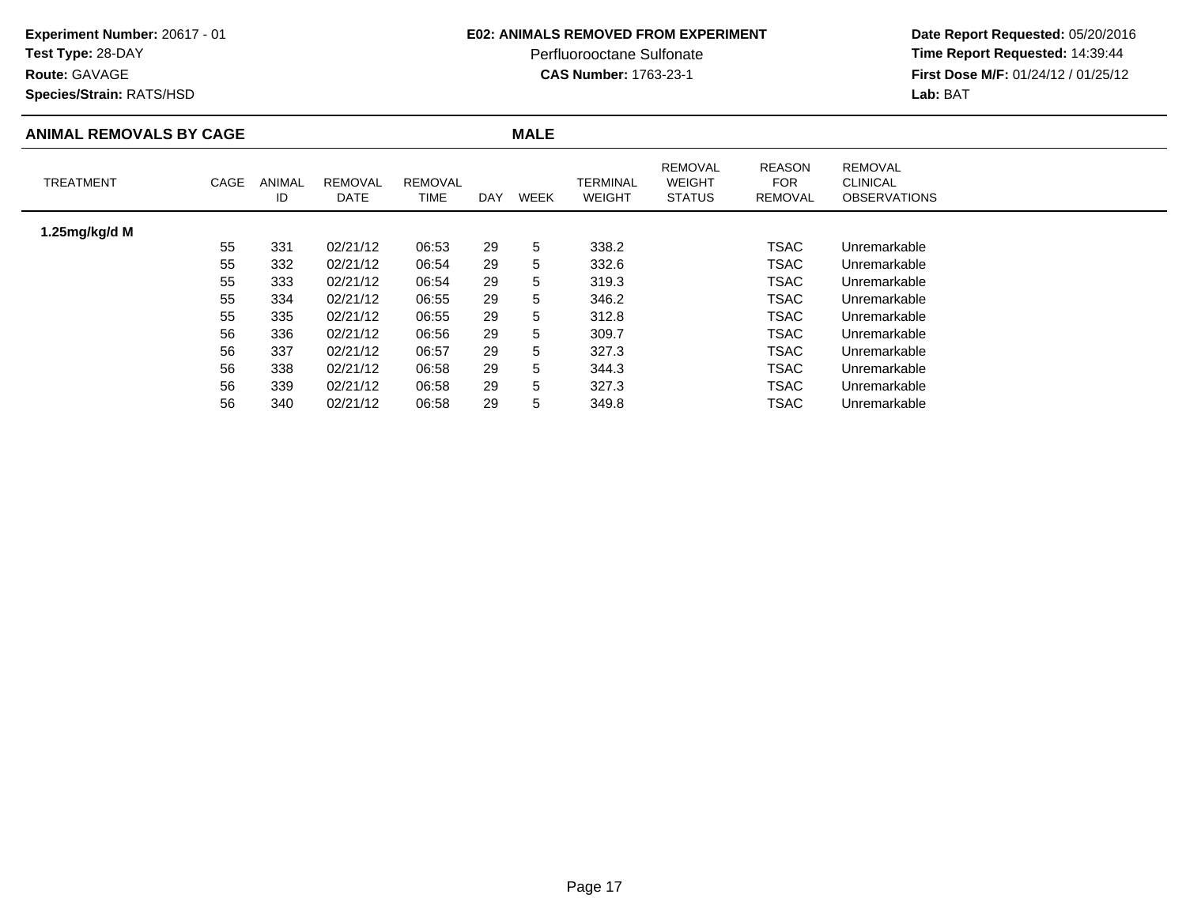**Experiment Number:** 20617 - 01
**Test Type:** 28-DAY
**Route:** GAVAGE
**Species/Strain:** RATS/HSD

**E02: ANIMALS REMOVED FROM EXPERIMENT**
Perfluorooctane Sulfonate
**CAS Number:** 1763-23-1

**Date Report Requested:** 05/20/2016
**Time Report Requested:** 14:39:44
**First Dose M/F:** 01/24/12 / 01/25/12
**Lab:** BAT

## ANIMAL REMOVALS BY CAGE — MALE

| TREATMENT | CAGE | ANIMAL ID | REMOVAL DATE | REMOVAL TIME | DAY | WEEK | TERMINAL WEIGHT | REMOVAL WEIGHT STATUS | REASON FOR REMOVAL | REMOVAL CLINICAL OBSERVATIONS |
|---|---|---|---|---|---|---|---|---|---|---|
| **1.25mg/kg/d M** | | | | | | | | | | |
| | 55 | 331 | 02/21/12 | 06:53 | 29 | 5 | 338.2 | | TSAC | Unremarkable |
| | 55 | 332 | 02/21/12 | 06:54 | 29 | 5 | 332.6 | | TSAC | Unremarkable |
| | 55 | 333 | 02/21/12 | 06:54 | 29 | 5 | 319.3 | | TSAC | Unremarkable |
| | 55 | 334 | 02/21/12 | 06:55 | 29 | 5 | 346.2 | | TSAC | Unremarkable |
| | 55 | 335 | 02/21/12 | 06:55 | 29 | 5 | 312.8 | | TSAC | Unremarkable |
| | 56 | 336 | 02/21/12 | 06:56 | 29 | 5 | 309.7 | | TSAC | Unremarkable |
| | 56 | 337 | 02/21/12 | 06:57 | 29 | 5 | 327.3 | | TSAC | Unremarkable |
| | 56 | 338 | 02/21/12 | 06:58 | 29 | 5 | 344.3 | | TSAC | Unremarkable |
| | 56 | 339 | 02/21/12 | 06:58 | 29 | 5 | 327.3 | | TSAC | Unremarkable |
| | 56 | 340 | 02/21/12 | 06:58 | 29 | 5 | 349.8 | | TSAC | Unremarkable |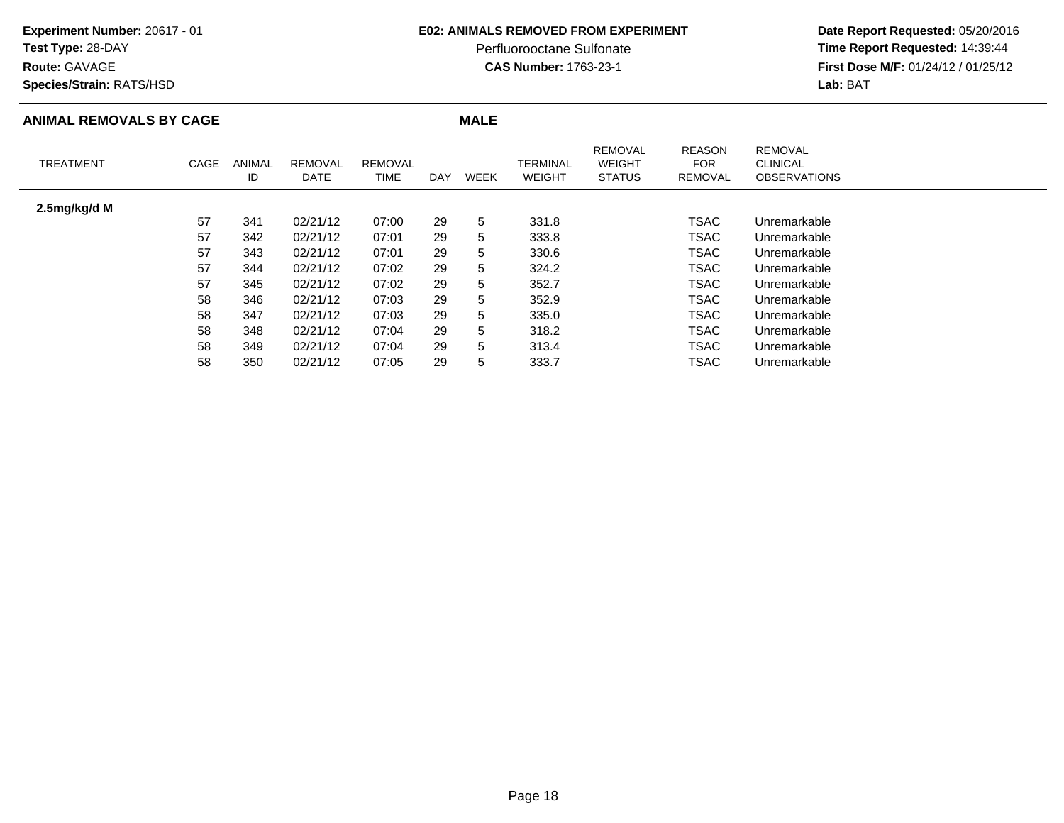**Experiment Number:** 20617 - 01
**Test Type:** 28-DAY
**Route:** GAVAGE
**Species/Strain:** RATS/HSD

**E02: ANIMALS REMOVED FROM EXPERIMENT**
Perfluorooctane Sulfonate
**CAS Number:** 1763-23-1

**Date Report Requested:** 05/20/2016
**Time Report Requested:** 14:39:44
**First Dose M/F:** 01/24/12 / 01/25/12
**Lab:** BAT

## ANIMAL REMOVALS BY CAGE — MALE

| TREATMENT | CAGE | ANIMAL ID | REMOVAL DATE | REMOVAL TIME | DAY | WEEK | TERMINAL WEIGHT | REMOVAL WEIGHT STATUS | REASON FOR REMOVAL | REMOVAL CLINICAL OBSERVATIONS |
|---|---|---|---|---|---|---|---|---|---|---|
| **2.5mg/kg/d M** | | | | | | | | | | |
| | 57 | 341 | 02/21/12 | 07:00 | 29 | 5 | 331.8 | | TSAC | Unremarkable |
| | 57 | 342 | 02/21/12 | 07:01 | 29 | 5 | 333.8 | | TSAC | Unremarkable |
| | 57 | 343 | 02/21/12 | 07:01 | 29 | 5 | 330.6 | | TSAC | Unremarkable |
| | 57 | 344 | 02/21/12 | 07:02 | 29 | 5 | 324.2 | | TSAC | Unremarkable |
| | 57 | 345 | 02/21/12 | 07:02 | 29 | 5 | 352.7 | | TSAC | Unremarkable |
| | 58 | 346 | 02/21/12 | 07:03 | 29 | 5 | 352.9 | | TSAC | Unremarkable |
| | 58 | 347 | 02/21/12 | 07:03 | 29 | 5 | 335.0 | | TSAC | Unremarkable |
| | 58 | 348 | 02/21/12 | 07:04 | 29 | 5 | 318.2 | | TSAC | Unremarkable |
| | 58 | 349 | 02/21/12 | 07:04 | 29 | 5 | 313.4 | | TSAC | Unremarkable |
| | 58 | 350 | 02/21/12 | 07:05 | 29 | 5 | 333.7 | | TSAC | Unremarkable |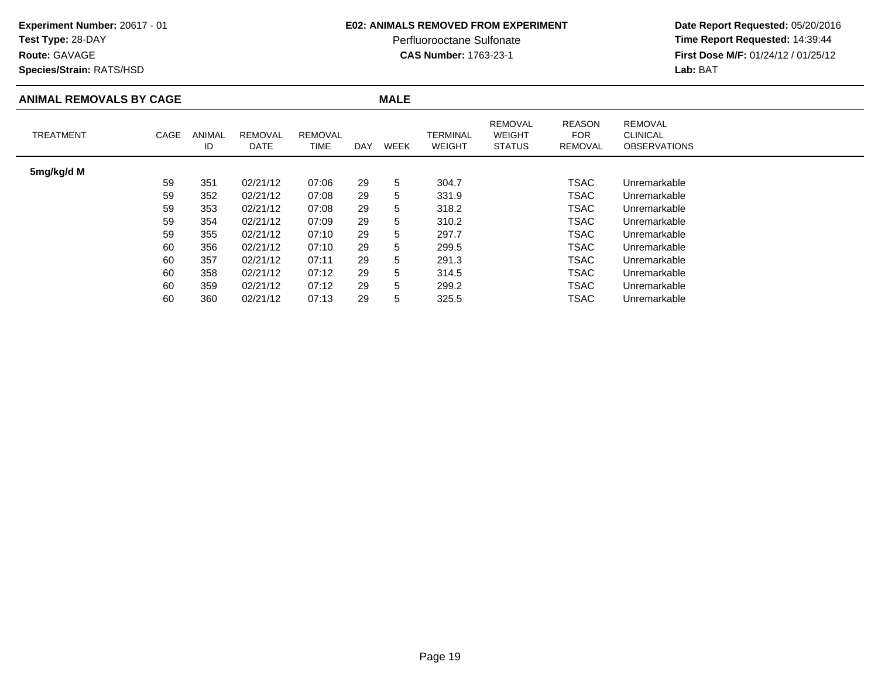**Experiment Number:** 20617 - 01
**Test Type:** 28-DAY
**Route:** GAVAGE
**Species/Strain:** RATS/HSD

**E02: ANIMALS REMOVED FROM EXPERIMENT**
Perfluorooctane Sulfonate
**CAS Number:** 1763-23-1

**Date Report Requested:** 05/20/2016
**Time Report Requested:** 14:39:44
**First Dose M/F:** 01/24/12 / 01/25/12
**Lab:** BAT

## ANIMAL REMOVALS BY CAGE — MALE

| TREATMENT | CAGE | ANIMAL ID | REMOVAL DATE | REMOVAL TIME | DAY | WEEK | TERMINAL WEIGHT | REMOVAL WEIGHT STATUS | REASON FOR REMOVAL | REMOVAL CLINICAL OBSERVATIONS |
|---|---|---|---|---|---|---|---|---|---|---|
| **5mg/kg/d M** | | | | | | | | | | |
| | 59 | 351 | 02/21/12 | 07:06 | 29 | 5 | 304.7 | | TSAC | Unremarkable |
| | 59 | 352 | 02/21/12 | 07:08 | 29 | 5 | 331.9 | | TSAC | Unremarkable |
| | 59 | 353 | 02/21/12 | 07:08 | 29 | 5 | 318.2 | | TSAC | Unremarkable |
| | 59 | 354 | 02/21/12 | 07:09 | 29 | 5 | 310.2 | | TSAC | Unremarkable |
| | 59 | 355 | 02/21/12 | 07:10 | 29 | 5 | 297.7 | | TSAC | Unremarkable |
| | 60 | 356 | 02/21/12 | 07:10 | 29 | 5 | 299.5 | | TSAC | Unremarkable |
| | 60 | 357 | 02/21/12 | 07:11 | 29 | 5 | 291.3 | | TSAC | Unremarkable |
| | 60 | 358 | 02/21/12 | 07:12 | 29 | 5 | 314.5 | | TSAC | Unremarkable |
| | 60 | 359 | 02/21/12 | 07:12 | 29 | 5 | 299.2 | | TSAC | Unremarkable |
| | 60 | 360 | 02/21/12 | 07:13 | 29 | 5 | 325.5 | | TSAC | Unremarkable |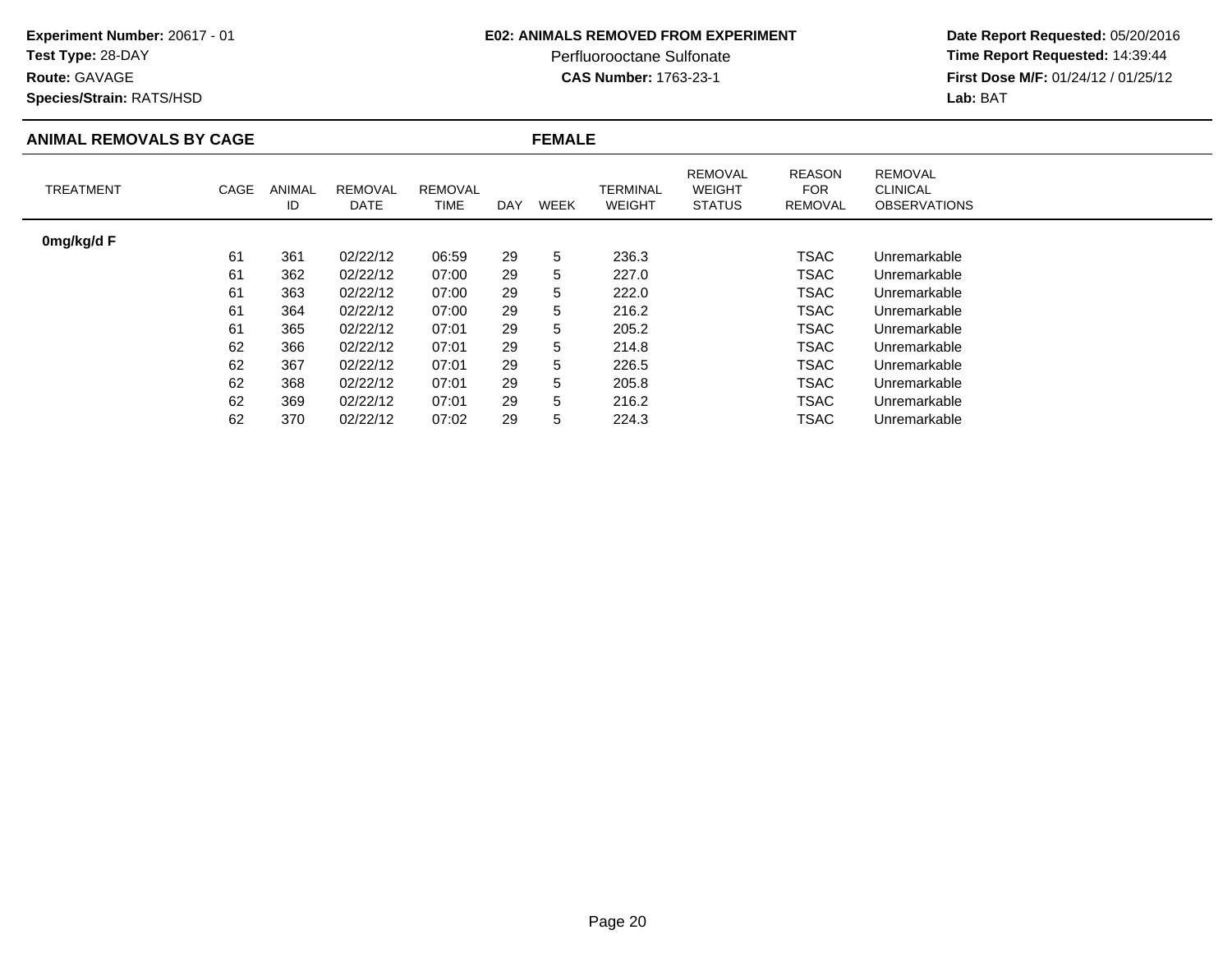**Experiment Number:** 20617 - 01
**Test Type:** 28-DAY
**Route:** GAVAGE
**Species/Strain:** RATS/HSD

**E02: ANIMALS REMOVED FROM EXPERIMENT**
Perfluorooctane Sulfonate
**CAS Number:** 1763-23-1

**Date Report Requested:** 05/20/2016
**Time Report Requested:** 14:39:44
**First Dose M/F:** 01/24/12 / 01/25/12
**Lab:** BAT

## ANIMAL REMOVALS BY CAGE — FEMALE

| TREATMENT | CAGE | ANIMAL ID | REMOVAL DATE | REMOVAL TIME | DAY | WEEK | TERMINAL WEIGHT | REMOVAL WEIGHT STATUS | REASON FOR REMOVAL | REMOVAL CLINICAL OBSERVATIONS |
|---|---|---|---|---|---|---|---|---|---|---|
| **0mg/kg/d F** | | | | | | | | | | |
| | 61 | 361 | 02/22/12 | 06:59 | 29 | 5 | 236.3 | | TSAC | Unremarkable |
| | 61 | 362 | 02/22/12 | 07:00 | 29 | 5 | 227.0 | | TSAC | Unremarkable |
| | 61 | 363 | 02/22/12 | 07:00 | 29 | 5 | 222.0 | | TSAC | Unremarkable |
| | 61 | 364 | 02/22/12 | 07:00 | 29 | 5 | 216.2 | | TSAC | Unremarkable |
| | 61 | 365 | 02/22/12 | 07:01 | 29 | 5 | 205.2 | | TSAC | Unremarkable |
| | 62 | 366 | 02/22/12 | 07:01 | 29 | 5 | 214.8 | | TSAC | Unremarkable |
| | 62 | 367 | 02/22/12 | 07:01 | 29 | 5 | 226.5 | | TSAC | Unremarkable |
| | 62 | 368 | 02/22/12 | 07:01 | 29 | 5 | 205.8 | | TSAC | Unremarkable |
| | 62 | 369 | 02/22/12 | 07:01 | 29 | 5 | 216.2 | | TSAC | Unremarkable |
| | 62 | 370 | 02/22/12 | 07:02 | 29 | 5 | 224.3 | | TSAC | Unremarkable |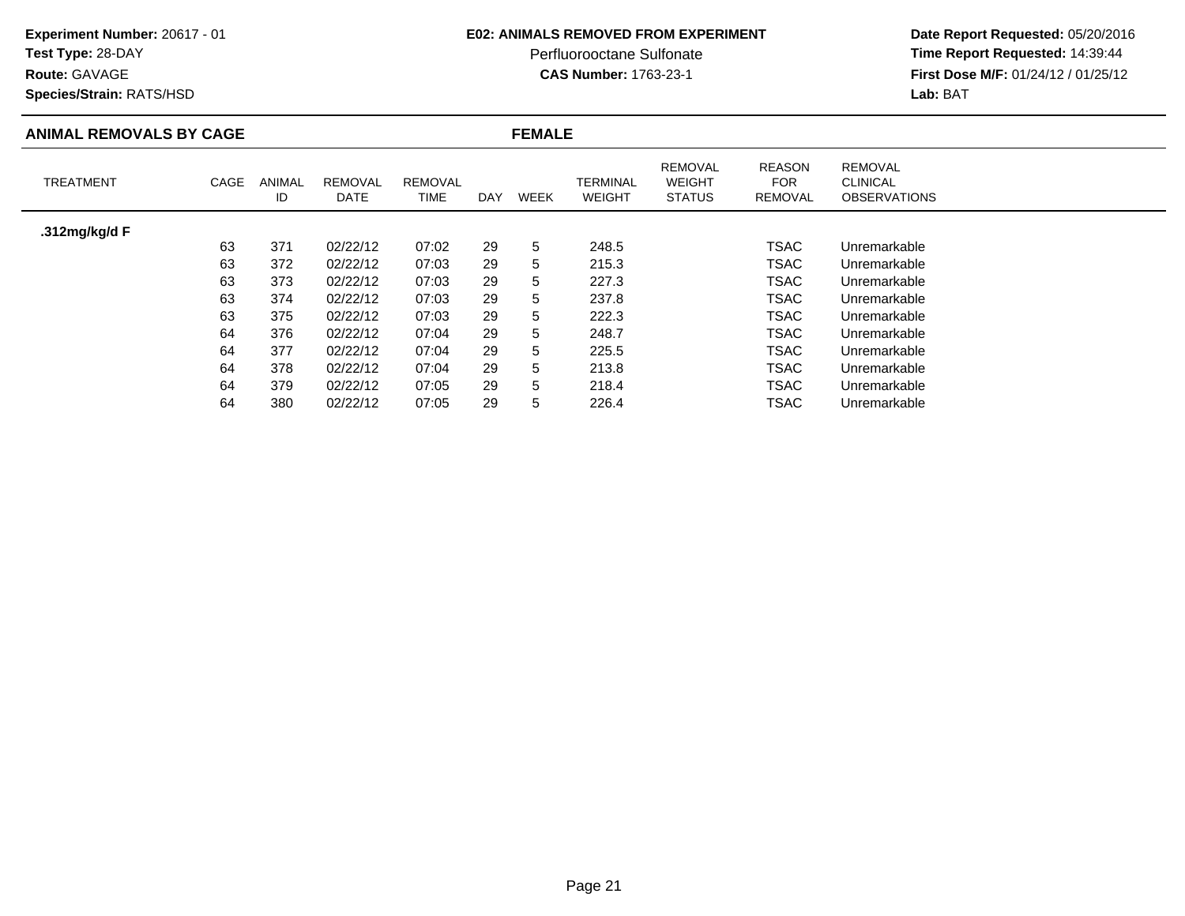**Experiment Number:** 20617 - 01
**Test Type:** 28-DAY
**Route:** GAVAGE
**Species/Strain:** RATS/HSD

**E02: ANIMALS REMOVED FROM EXPERIMENT**
Perfluorooctane Sulfonate
**CAS Number:** 1763-23-1

**Date Report Requested:** 05/20/2016
**Time Report Requested:** 14:39:44
**First Dose M/F:** 01/24/12 / 01/25/12
**Lab:** BAT

## ANIMAL REMOVALS BY CAGE — FEMALE

| TREATMENT | CAGE | ANIMAL ID | REMOVAL DATE | REMOVAL TIME | DAY | WEEK | TERMINAL WEIGHT | REMOVAL WEIGHT STATUS | REASON FOR REMOVAL | REMOVAL CLINICAL OBSERVATIONS |
|---|---|---|---|---|---|---|---|---|---|---|
| **.312mg/kg/d F** | | | | | | | | | | |
| | 63 | 371 | 02/22/12 | 07:02 | 29 | 5 | 248.5 | | TSAC | Unremarkable |
| | 63 | 372 | 02/22/12 | 07:03 | 29 | 5 | 215.3 | | TSAC | Unremarkable |
| | 63 | 373 | 02/22/12 | 07:03 | 29 | 5 | 227.3 | | TSAC | Unremarkable |
| | 63 | 374 | 02/22/12 | 07:03 | 29 | 5 | 237.8 | | TSAC | Unremarkable |
| | 63 | 375 | 02/22/12 | 07:03 | 29 | 5 | 222.3 | | TSAC | Unremarkable |
| | 64 | 376 | 02/22/12 | 07:04 | 29 | 5 | 248.7 | | TSAC | Unremarkable |
| | 64 | 377 | 02/22/12 | 07:04 | 29 | 5 | 225.5 | | TSAC | Unremarkable |
| | 64 | 378 | 02/22/12 | 07:04 | 29 | 5 | 213.8 | | TSAC | Unremarkable |
| | 64 | 379 | 02/22/12 | 07:05 | 29 | 5 | 218.4 | | TSAC | Unremarkable |
| | 64 | 380 | 02/22/12 | 07:05 | 29 | 5 | 226.4 | | TSAC | Unremarkable |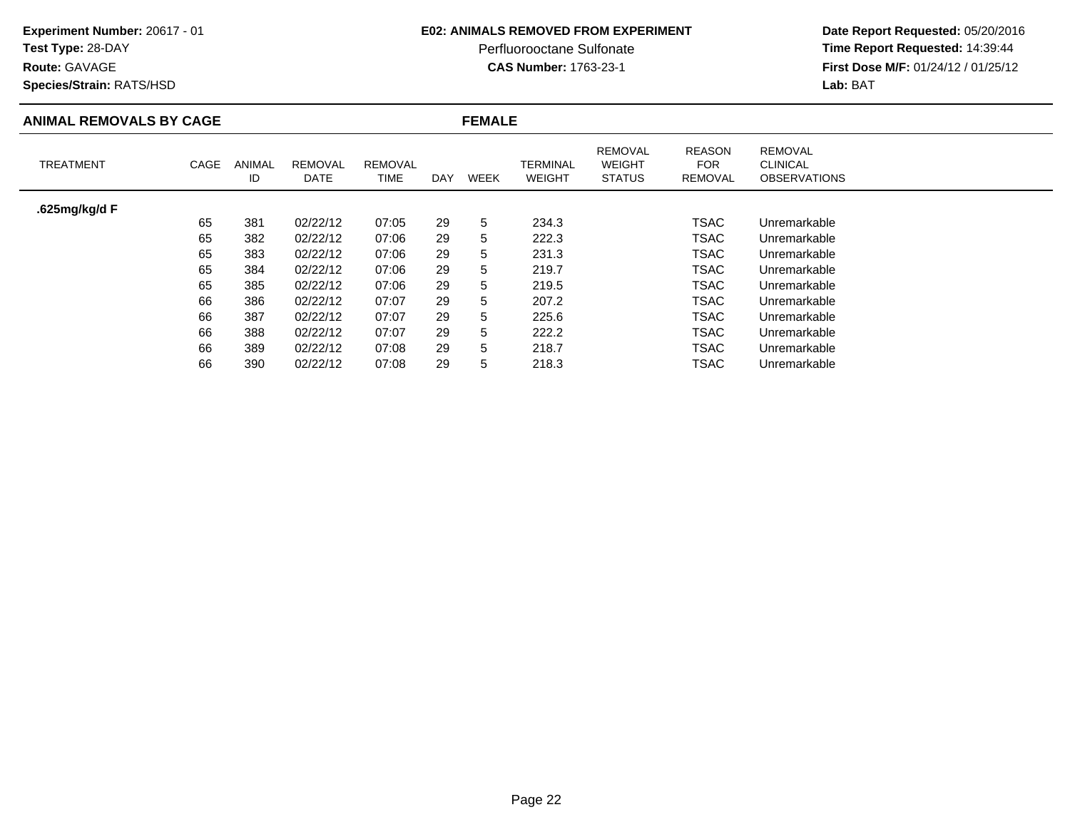**Experiment Number:** 20617 - 01
**Test Type:** 28-DAY
**Route:** GAVAGE
**Species/Strain:** RATS/HSD

**E02: ANIMALS REMOVED FROM EXPERIMENT**
Perfluorooctane Sulfonate
**CAS Number:** 1763-23-1

**Date Report Requested:** 05/20/2016
**Time Report Requested:** 14:39:44
**First Dose M/F:** 01/24/12 / 01/25/12
**Lab:** BAT

## ANIMAL REMOVALS BY CAGE — FEMALE

| TREATMENT | CAGE | ANIMAL ID | REMOVAL DATE | REMOVAL TIME | DAY | WEEK | TERMINAL WEIGHT | REMOVAL WEIGHT STATUS | REASON FOR REMOVAL | REMOVAL CLINICAL OBSERVATIONS |
|---|---|---|---|---|---|---|---|---|---|---|
| **.625mg/kg/d F** | | | | | | | | | | |
| | 65 | 381 | 02/22/12 | 07:05 | 29 | 5 | 234.3 | | TSAC | Unremarkable |
| | 65 | 382 | 02/22/12 | 07:06 | 29 | 5 | 222.3 | | TSAC | Unremarkable |
| | 65 | 383 | 02/22/12 | 07:06 | 29 | 5 | 231.3 | | TSAC | Unremarkable |
| | 65 | 384 | 02/22/12 | 07:06 | 29 | 5 | 219.7 | | TSAC | Unremarkable |
| | 65 | 385 | 02/22/12 | 07:06 | 29 | 5 | 219.5 | | TSAC | Unremarkable |
| | 66 | 386 | 02/22/12 | 07:07 | 29 | 5 | 207.2 | | TSAC | Unremarkable |
| | 66 | 387 | 02/22/12 | 07:07 | 29 | 5 | 225.6 | | TSAC | Unremarkable |
| | 66 | 388 | 02/22/12 | 07:07 | 29 | 5 | 222.2 | | TSAC | Unremarkable |
| | 66 | 389 | 02/22/12 | 07:08 | 29 | 5 | 218.7 | | TSAC | Unremarkable |
| | 66 | 390 | 02/22/12 | 07:08 | 29 | 5 | 218.3 | | TSAC | Unremarkable |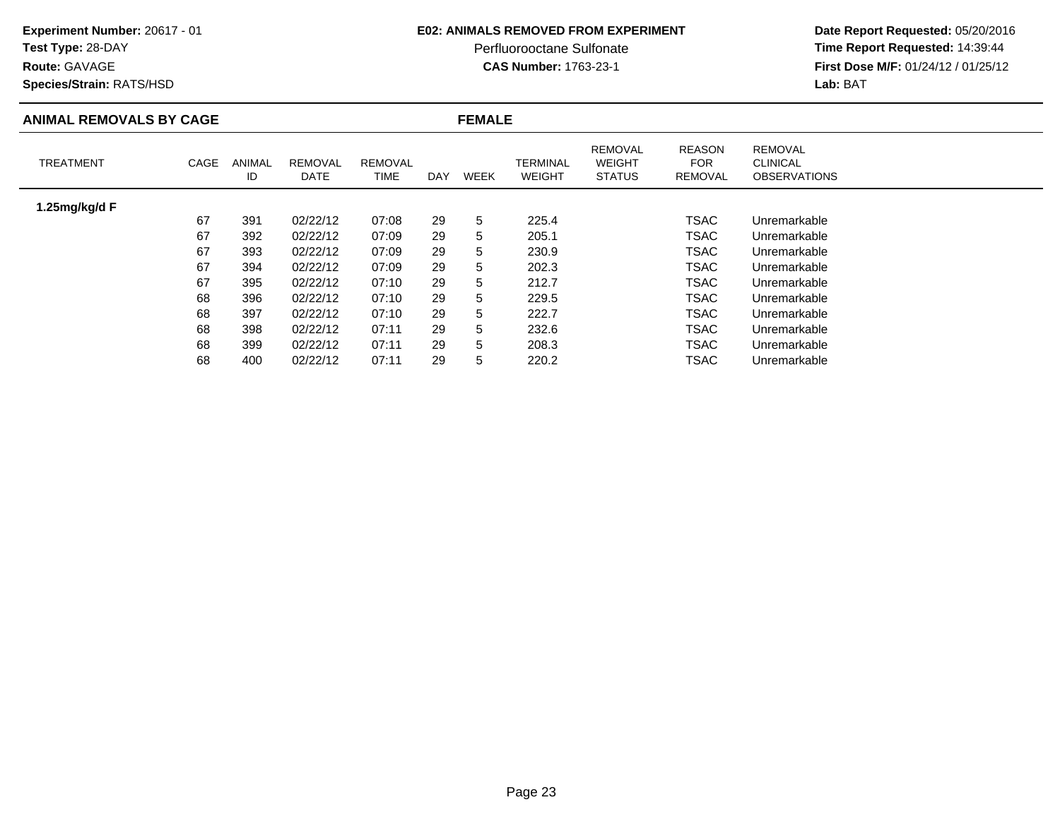**Experiment Number:** 20617 - 01
**Test Type:** 28-DAY
**Route:** GAVAGE
**Species/Strain:** RATS/HSD

**E02: ANIMALS REMOVED FROM EXPERIMENT**
Perfluorooctane Sulfonate
**CAS Number:** 1763-23-1

**Date Report Requested:** 05/20/2016
**Time Report Requested:** 14:39:44
**First Dose M/F:** 01/24/12 / 01/25/12
**Lab:** BAT

## ANIMAL REMOVALS BY CAGE — FEMALE

| TREATMENT | CAGE | ANIMAL ID | REMOVAL DATE | REMOVAL TIME | DAY | WEEK | TERMINAL WEIGHT | REMOVAL WEIGHT STATUS | REASON FOR REMOVAL | REMOVAL CLINICAL OBSERVATIONS |
|---|---|---|---|---|---|---|---|---|---|---|
| **1.25mg/kg/d F** | | | | | | | | | | |
| | 67 | 391 | 02/22/12 | 07:08 | 29 | 5 | 225.4 | | TSAC | Unremarkable |
| | 67 | 392 | 02/22/12 | 07:09 | 29 | 5 | 205.1 | | TSAC | Unremarkable |
| | 67 | 393 | 02/22/12 | 07:09 | 29 | 5 | 230.9 | | TSAC | Unremarkable |
| | 67 | 394 | 02/22/12 | 07:09 | 29 | 5 | 202.3 | | TSAC | Unremarkable |
| | 67 | 395 | 02/22/12 | 07:10 | 29 | 5 | 212.7 | | TSAC | Unremarkable |
| | 68 | 396 | 02/22/12 | 07:10 | 29 | 5 | 229.5 | | TSAC | Unremarkable |
| | 68 | 397 | 02/22/12 | 07:10 | 29 | 5 | 222.7 | | TSAC | Unremarkable |
| | 68 | 398 | 02/22/12 | 07:11 | 29 | 5 | 232.6 | | TSAC | Unremarkable |
| | 68 | 399 | 02/22/12 | 07:11 | 29 | 5 | 208.3 | | TSAC | Unremarkable |
| | 68 | 400 | 02/22/12 | 07:11 | 29 | 5 | 220.2 | | TSAC | Unremarkable |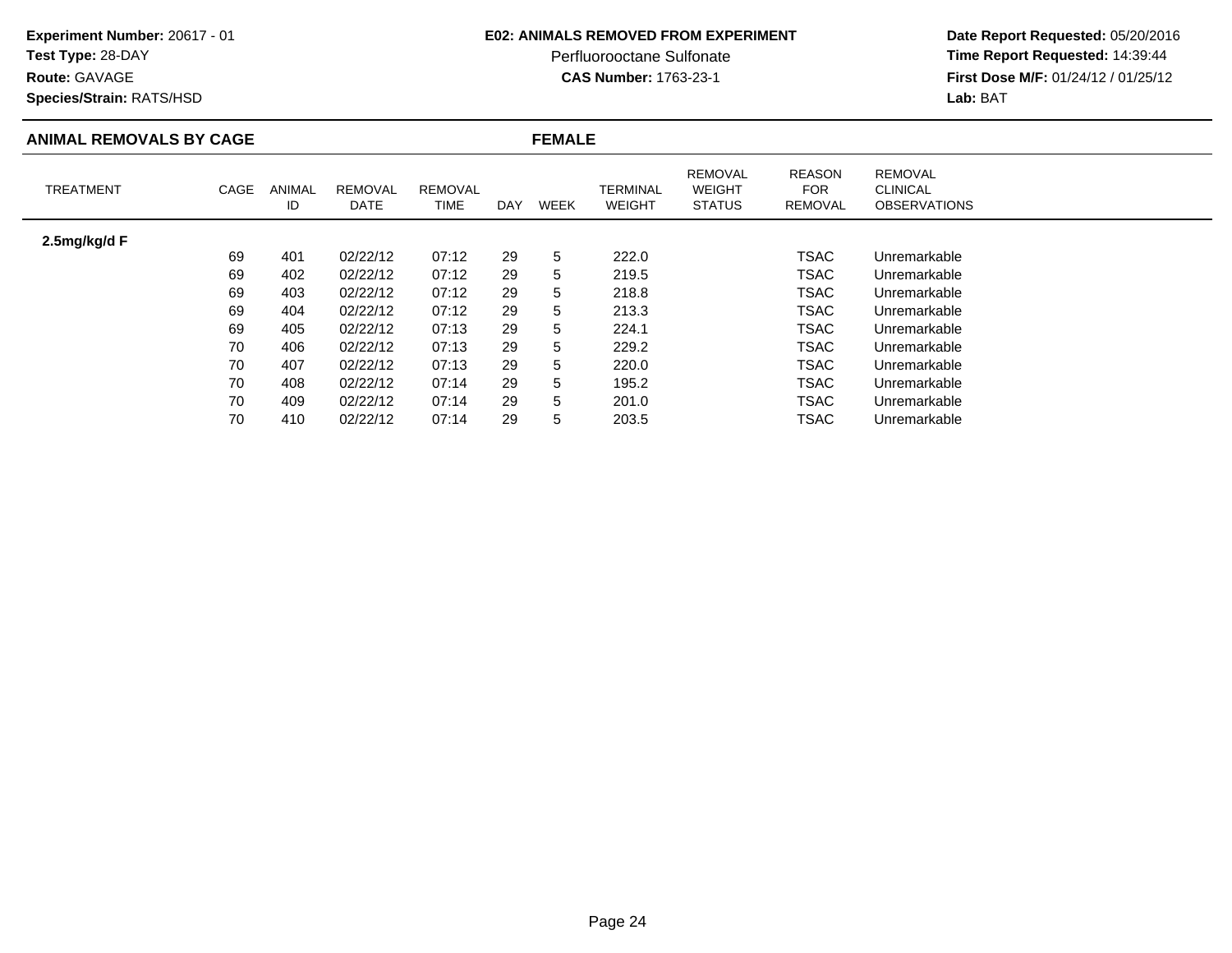**Experiment Number:** 20617 - 01
**Test Type:** 28-DAY
**Route:** GAVAGE
**Species/Strain:** RATS/HSD

**E02: ANIMALS REMOVED FROM EXPERIMENT**
Perfluorooctane Sulfonate
**CAS Number:** 1763-23-1

**Date Report Requested:** 05/20/2016
**Time Report Requested:** 14:39:44
**First Dose M/F:** 01/24/12 / 01/25/12
**Lab:** BAT

## ANIMAL REMOVALS BY CAGE — FEMALE

| TREATMENT | CAGE | ANIMAL ID | REMOVAL DATE | REMOVAL TIME | DAY | WEEK | TERMINAL WEIGHT | REMOVAL WEIGHT STATUS | REASON FOR REMOVAL | REMOVAL CLINICAL OBSERVATIONS |
|---|---|---|---|---|---|---|---|---|---|---|
| **2.5mg/kg/d F** | | | | | | | | | | |
| | 69 | 401 | 02/22/12 | 07:12 | 29 | 5 | 222.0 | | TSAC | Unremarkable |
| | 69 | 402 | 02/22/12 | 07:12 | 29 | 5 | 219.5 | | TSAC | Unremarkable |
| | 69 | 403 | 02/22/12 | 07:12 | 29 | 5 | 218.8 | | TSAC | Unremarkable |
| | 69 | 404 | 02/22/12 | 07:12 | 29 | 5 | 213.3 | | TSAC | Unremarkable |
| | 69 | 405 | 02/22/12 | 07:13 | 29 | 5 | 224.1 | | TSAC | Unremarkable |
| | 70 | 406 | 02/22/12 | 07:13 | 29 | 5 | 229.2 | | TSAC | Unremarkable |
| | 70 | 407 | 02/22/12 | 07:13 | 29 | 5 | 220.0 | | TSAC | Unremarkable |
| | 70 | 408 | 02/22/12 | 07:14 | 29 | 5 | 195.2 | | TSAC | Unremarkable |
| | 70 | 409 | 02/22/12 | 07:14 | 29 | 5 | 201.0 | | TSAC | Unremarkable |
| | 70 | 410 | 02/22/12 | 07:14 | 29 | 5 | 203.5 | | TSAC | Unremarkable |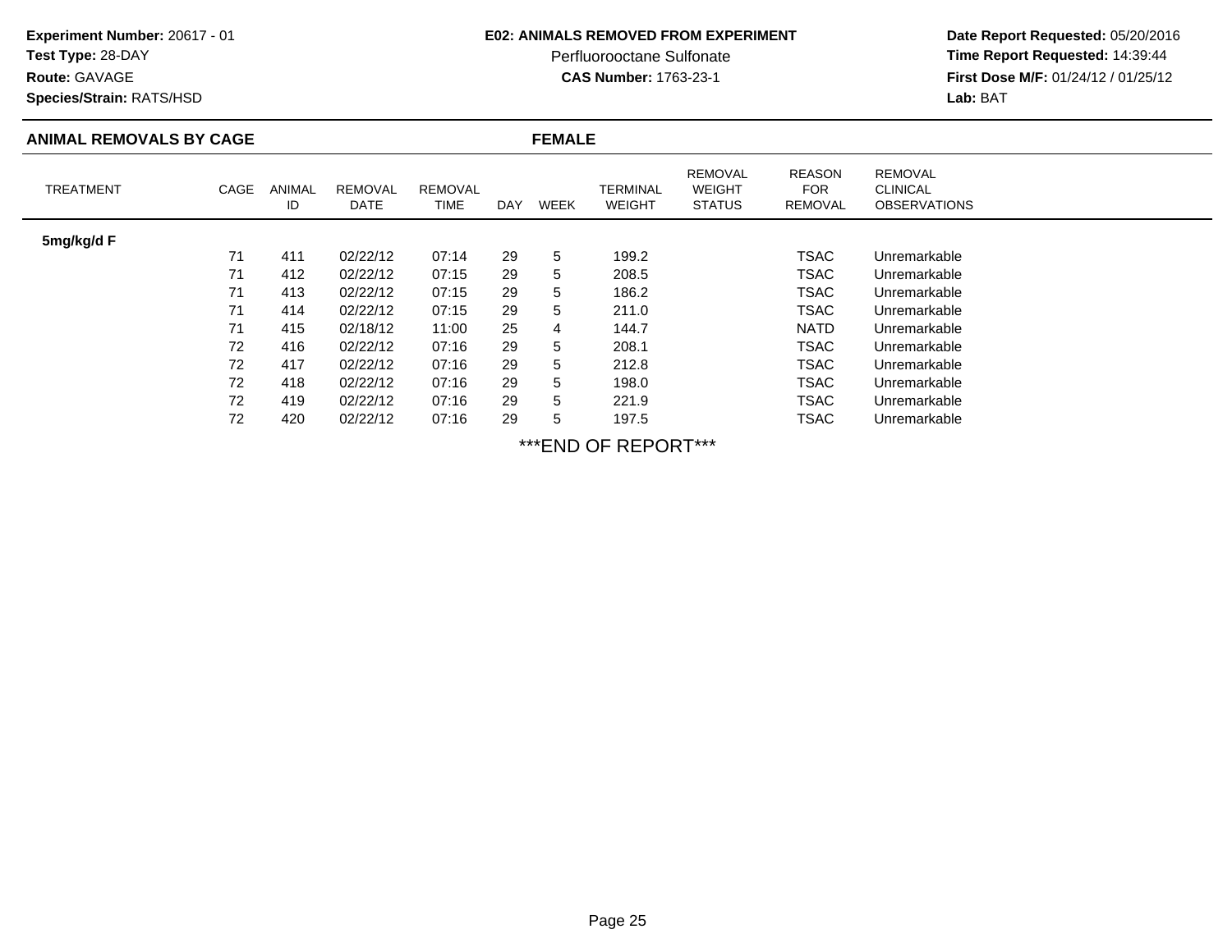**Experiment Number:** 20617 - 01
**Test Type:** 28-DAY
**Route:** GAVAGE
**Species/Strain:** RATS/HSD

**E02: ANIMALS REMOVED FROM EXPERIMENT**
Perfluorooctane Sulfonate
**CAS Number:** 1763-23-1

**Date Report Requested:** 05/20/2016
**Time Report Requested:** 14:39:44
**First Dose M/F:** 01/24/12 / 01/25/12
**Lab:** BAT

**ANIMAL REMOVALS BY CAGE** **FEMALE**

| TREATMENT | CAGE | ANIMAL ID | REMOVAL DATE | REMOVAL TIME | DAY | WEEK | TERMINAL WEIGHT | REMOVAL WEIGHT STATUS | REASON FOR REMOVAL | REMOVAL CLINICAL OBSERVATIONS |
|---|---|---|---|---|---|---|---|---|---|---|
| **5mg/kg/d F** | | | | | | | | | | |
| | 71 | 411 | 02/22/12 | 07:14 | 29 | 5 | 199.2 | | TSAC | Unremarkable |
| | 71 | 412 | 02/22/12 | 07:15 | 29 | 5 | 208.5 | | TSAC | Unremarkable |
| | 71 | 413 | 02/22/12 | 07:15 | 29 | 5 | 186.2 | | TSAC | Unremarkable |
| | 71 | 414 | 02/22/12 | 07:15 | 29 | 5 | 211.0 | | TSAC | Unremarkable |
| | 71 | 415 | 02/18/12 | 11:00 | 25 | 4 | 144.7 | | NATD | Unremarkable |
| | 72 | 416 | 02/22/12 | 07:16 | 29 | 5 | 208.1 | | TSAC | Unremarkable |
| | 72 | 417 | 02/22/12 | 07:16 | 29 | 5 | 212.8 | | TSAC | Unremarkable |
| | 72 | 418 | 02/22/12 | 07:16 | 29 | 5 | 198.0 | | TSAC | Unremarkable |
| | 72 | 419 | 02/22/12 | 07:16 | 29 | 5 | 221.9 | | TSAC | Unremarkable |
| | 72 | 420 | 02/22/12 | 07:16 | 29 | 5 | 197.5 | | TSAC | Unremarkable |

***END OF REPORT***